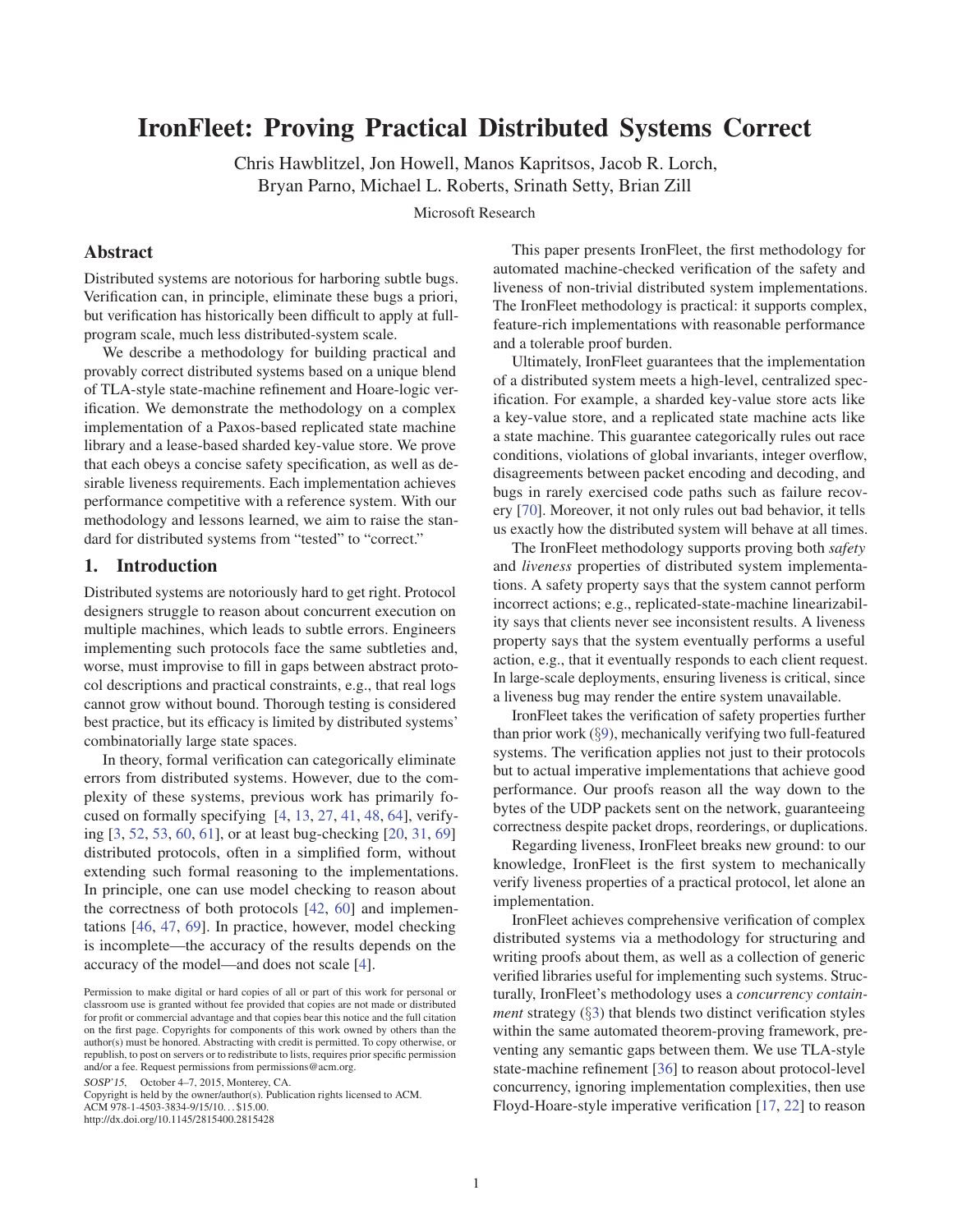# IronFleet: Proving Practical Distributed Systems Correct

Chris Hawblitzel, Jon Howell, Manos Kapritsos, Jacob R. Lorch,
Bryan Parno, Michael L. Roberts, Srinath Setty, Brian Zill

Microsoft Research

## Abstract

Distributed systems are notorious for harboring subtle bugs. Verification can, in principle, eliminate these bugs a priori, but verification has historically been difficult to apply at full-program scale, much less distributed-system scale.

We describe a methodology for building practical and provably correct distributed systems based on a unique blend of TLA-style state-machine refinement and Hoare-logic verification. We demonstrate the methodology on a complex implementation of a Paxos-based replicated state machine library and a lease-based sharded key-value store. We prove that each obeys a concise safety specification, as well as desirable liveness requirements. Each implementation achieves performance competitive with a reference system. With our methodology and lessons learned, we aim to raise the standard for distributed systems from "tested" to "correct."

## 1. Introduction

Distributed systems are notoriously hard to get right. Protocol designers struggle to reason about concurrent execution on multiple machines, which leads to subtle errors. Engineers implementing such protocols face the same subtleties and, worse, must improvise to fill in gaps between abstract protocol descriptions and practical constraints, e.g., that real logs cannot grow without bound. Thorough testing is considered best practice, but its efficacy is limited by distributed systems' combinatorially large state spaces.

In theory, formal verification can categorically eliminate errors from distributed systems. However, due to the complexity of these systems, previous work has primarily focused on formally specifying [4, 13, 27, 41, 48, 64], verifying [3, 52, 53, 60, 61], or at least bug-checking [20, 31, 69] distributed protocols, often in a simplified form, without extending such formal reasoning to the implementations. In principle, one can use model checking to reason about the correctness of both protocols [42, 60] and implementations [46, 47, 69]. In practice, however, model checking is incomplete—the accuracy of the results depends on the accuracy of the model—and does not scale [4].

Permission to make digital or hard copies of all or part of this work for personal or classroom use is granted without fee provided that copies are not made or distributed for profit or commercial advantage and that copies bear this notice and the full citation on the first page. Copyrights for components of this work owned by others than the author(s) must be honored. Abstracting with credit is permitted. To copy otherwise, or republish, to post on servers or to redistribute to lists, requires prior specific permission and/or a fee. Request permissions from permissions@acm.org.

*SOSP'15*, October 4–7, 2015, Monterey, CA.
Copyright is held by the owner/author(s). Publication rights licensed to ACM.
ACM 978-1-4503-3834-9/15/10...$15.00.
http://dx.doi.org/10.1145/2815400.2815428

This paper presents IronFleet, the first methodology for automated machine-checked verification of the safety and liveness of non-trivial distributed system implementations. The IronFleet methodology is practical: it supports complex, feature-rich implementations with reasonable performance and a tolerable proof burden.

Ultimately, IronFleet guarantees that the implementation of a distributed system meets a high-level, centralized specification. For example, a sharded key-value store acts like a key-value store, and a replicated state machine acts like a state machine. This guarantee categorically rules out race conditions, violations of global invariants, integer overflow, disagreements between packet encoding and decoding, and bugs in rarely exercised code paths such as failure recovery [70]. Moreover, it not only rules out bad behavior, it tells us exactly how the distributed system will behave at all times.

The IronFleet methodology supports proving both *safety* and *liveness* properties of distributed system implementations. A safety property says that the system cannot perform incorrect actions; e.g., replicated-state-machine linearizability says that clients never see inconsistent results. A liveness property says that the system eventually performs a useful action, e.g., that it eventually responds to each client request. In large-scale deployments, ensuring liveness is critical, since a liveness bug may render the entire system unavailable.

IronFleet takes the verification of safety properties further than prior work (§9), mechanically verifying two full-featured systems. The verification applies not just to their protocols but to actual imperative implementations that achieve good performance. Our proofs reason all the way down to the bytes of the UDP packets sent on the network, guaranteeing correctness despite packet drops, reorderings, or duplications.

Regarding liveness, IronFleet breaks new ground: to our knowledge, IronFleet is the first system to mechanically verify liveness properties of a practical protocol, let alone an implementation.

IronFleet achieves comprehensive verification of complex distributed systems via a methodology for structuring and writing proofs about them, as well as a collection of generic verified libraries useful for implementing such systems. Structurally, IronFleet's methodology uses a *concurrency containment* strategy (§3) that blends two distinct verification styles within the same automated theorem-proving framework, preventing any semantic gaps between them. We use TLA-style state-machine refinement [36] to reason about protocol-level concurrency, ignoring implementation complexities, then use Floyd-Hoare-style imperative verification [17, 22] to reason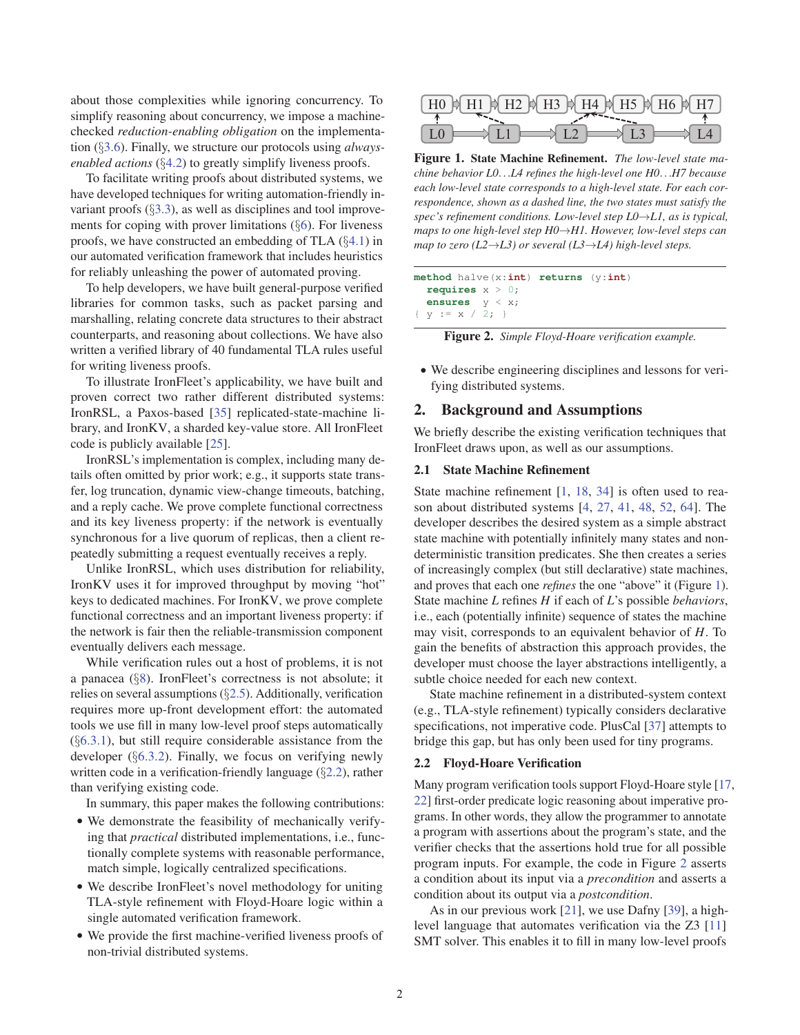about those complexities while ignoring concurrency. To simplify reasoning about concurrency, we impose a machine-checked *reduction-enabling obligation* on the implementation (§3.6). Finally, we structure our protocols using *always-enabled actions* (§4.2) to greatly simplify liveness proofs.

To facilitate writing proofs about distributed systems, we have developed techniques for writing automation-friendly invariant proofs (§3.3), as well as disciplines and tool improvements for coping with prover limitations (§6). For liveness proofs, we have constructed an embedding of TLA (§4.1) in our automated verification framework that includes heuristics for reliably unleashing the power of automated proving.

To help developers, we have built general-purpose verified libraries for common tasks, such as packet parsing and marshalling, relating concrete data structures to their abstract counterparts, and reasoning about collections. We have also written a verified library of 40 fundamental TLA rules useful for writing liveness proofs.

To illustrate IronFleet's applicability, we have built and proven correct two rather different distributed systems: IronRSL, a Paxos-based [35] replicated-state-machine library, and IronKV, a sharded key-value store. All IronFleet code is publicly available [25].

IronRSL's implementation is complex, including many details often omitted by prior work; e.g., it supports state transfer, log truncation, dynamic view-change timeouts, batching, and a reply cache. We prove complete functional correctness and its key liveness property: if the network is eventually synchronous for a live quorum of replicas, then a client repeatedly submitting a request eventually receives a reply.

Unlike IronRSL, which uses distribution for reliability, IronKV uses it for improved throughput by moving "hot" keys to dedicated machines. For IronKV, we prove complete functional correctness and an important liveness property: if the network is fair then the reliable-transmission component eventually delivers each message.

While verification rules out a host of problems, it is not a panacea (§8). IronFleet's correctness is not absolute; it relies on several assumptions (§2.5). Additionally, verification requires more up-front development effort: the automated tools we use fill in many low-level proof steps automatically (§6.3.1), but still require considerable assistance from the developer (§6.3.2). Finally, we focus on verifying newly written code in a verification-friendly language (§2.2), rather than verifying existing code.

In summary, this paper makes the following contributions:

- We demonstrate the feasibility of mechanically verifying that *practical* distributed implementations, i.e., functionally complete systems with reasonable performance, match simple, logically centralized specifications.
- We describe IronFleet's novel methodology for uniting TLA-style refinement with Floyd-Hoare logic within a single automated verification framework.
- We provide the first machine-verified liveness proofs of non-trivial distributed systems.

```
H0 → H1 → H2 → H3 → H4 → H5 → H6 → H7
L0 ——→ L1 ——→ L2 ——→ L3 ——→ L4
```

**Figure 1. State Machine Refinement.** *The low-level state machine behavior L0...L4 refines the high-level one H0...H7 because each low-level state corresponds to a high-level state. For each correspondence, shown as a dashed line, the two states must satisfy the spec's refinement conditions. Low-level step L0→L1, as is typical, maps to one high-level step H0→H1. However, low-level steps can map to zero (L2→L3) or several (L3→L4) high-level steps.*

```
method halve(x:int) returns (y:int)
  requires x > 0;
  ensures  y < x;
{ y := x / 2; }
```

**Figure 2.** *Simple Floyd-Hoare verification example.*

- We describe engineering disciplines and lessons for verifying distributed systems.

## 2. Background and Assumptions

We briefly describe the existing verification techniques that IronFleet draws upon, as well as our assumptions.

### 2.1 State Machine Refinement

State machine refinement [1, 18, 34] is often used to reason about distributed systems [4, 27, 41, 48, 52, 64]. The developer describes the desired system as a simple abstract state machine with potentially infinitely many states and non-deterministic transition predicates. She then creates a series of increasingly complex (but still declarative) state machines, and proves that each one *refines* the one "above" it (Figure 1). State machine $L$ refines $H$ if each of $L$'s possible *behaviors*, i.e., each (potentially infinite) sequence of states the machine may visit, corresponds to an equivalent behavior of $H$. To gain the benefits of abstraction this approach provides, the developer must choose the layer abstractions intelligently, a subtle choice needed for each new context.

State machine refinement in a distributed-system context (e.g., TLA-style refinement) typically considers declarative specifications, not imperative code. PlusCal [37] attempts to bridge this gap, but has only been used for tiny programs.

### 2.2 Floyd-Hoare Verification

Many program verification tools support Floyd-Hoare style [17, 22] first-order predicate logic reasoning about imperative programs. In other words, they allow the programmer to annotate a program with assertions about the program's state, and the verifier checks that the assertions hold true for all possible program inputs. For example, the code in Figure 2 asserts a condition about its input via a *precondition* and asserts a condition about its output via a *postcondition*.

As in our previous work [21], we use Dafny [39], a high-level language that automates verification via the Z3 [11] SMT solver. This enables it to fill in many low-level proofs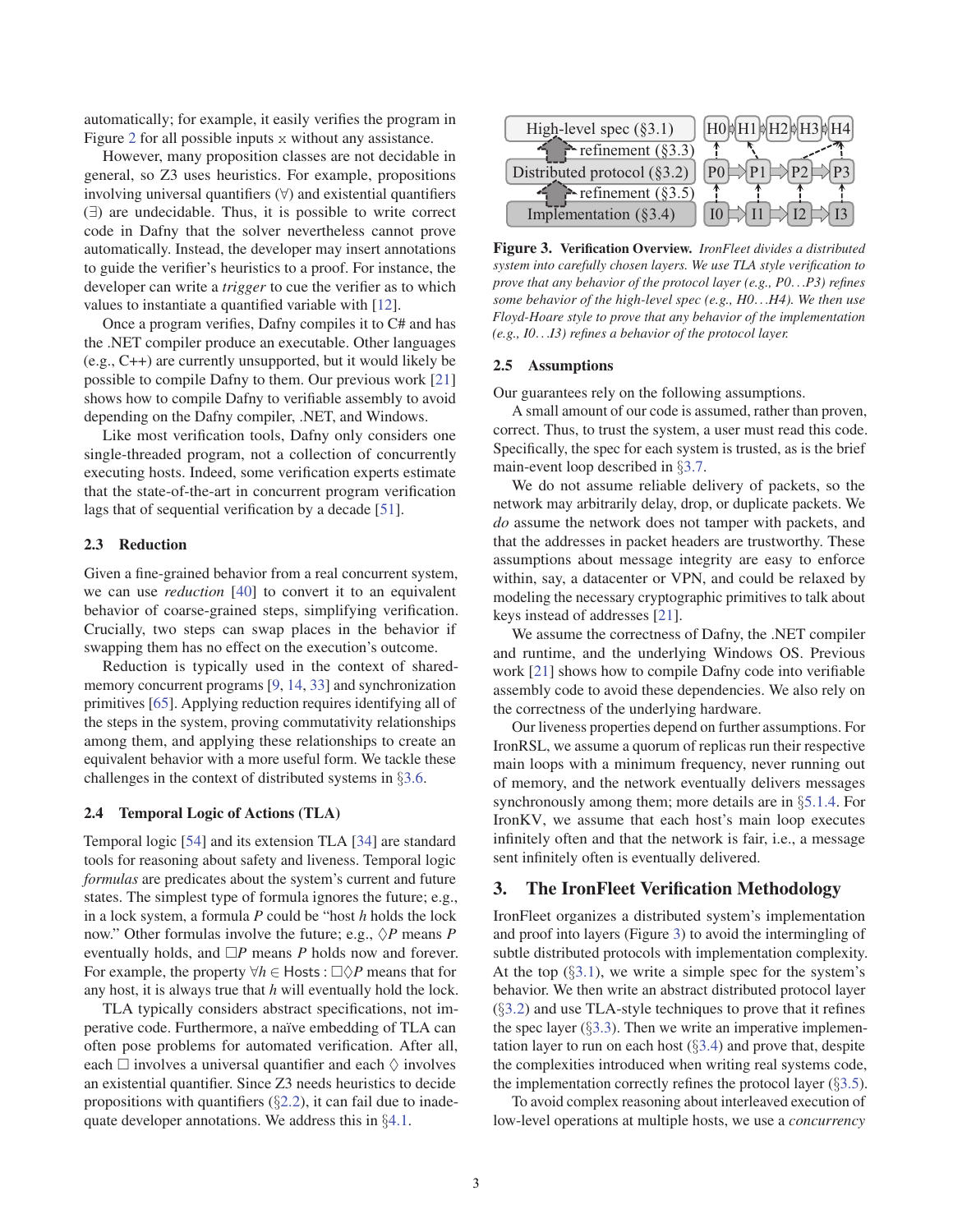automatically; for example, it easily verifies the program in Figure 2 for all possible inputs x without any assistance.

However, many proposition classes are not decidable in general, so Z3 uses heuristics. For example, propositions involving universal quantifiers (∀) and existential quantifiers (∃) are undecidable. Thus, it is possible to write correct code in Dafny that the solver nevertheless cannot prove automatically. Instead, the developer may insert annotations to guide the verifier's heuristics to a proof. For instance, the developer can write a *trigger* to cue the verifier as to which values to instantiate a quantified variable with [12].

Once a program verifies, Dafny compiles it to C# and has the .NET compiler produce an executable. Other languages (e.g., C++) are currently unsupported, but it would likely be possible to compile Dafny to them. Our previous work [21] shows how to compile Dafny to verifiable assembly to avoid depending on the Dafny compiler, .NET, and Windows.

Like most verification tools, Dafny only considers one single-threaded program, not a collection of concurrently executing hosts. Indeed, some verification experts estimate that the state-of-the-art in concurrent program verification lags that of sequential verification by a decade [51].

### 2.3 Reduction

Given a fine-grained behavior from a real concurrent system, we can use *reduction* [40] to convert it to an equivalent behavior of coarse-grained steps, simplifying verification. Crucially, two steps can swap places in the behavior if swapping them has no effect on the execution's outcome.

Reduction is typically used in the context of shared-memory concurrent programs [9, 14, 33] and synchronization primitives [65]. Applying reduction requires identifying all of the steps in the system, proving commutativity relationships among them, and applying these relationships to create an equivalent behavior with a more useful form. We tackle these challenges in the context of distributed systems in §3.6.

### 2.4 Temporal Logic of Actions (TLA)

Temporal logic [54] and its extension TLA [34] are standard tools for reasoning about safety and liveness. Temporal logic *formulas* are predicates about the system's current and future states. The simplest type of formula ignores the future; e.g., in a lock system, a formula $P$ could be "host $h$ holds the lock now." Other formulas involve the future; e.g., $\Diamond P$ means $P$ eventually holds, and $\Box P$ means $P$ holds now and forever. For example, the property $\forall h \in \mathsf{Hosts} : \Box\Diamond P$ means that for any host, it is always true that $h$ will eventually hold the lock.

TLA typically considers abstract specifications, not imperative code. Furthermore, a naïve embedding of TLA can often pose problems for automated verification. After all, each $\Box$ involves a universal quantifier and each $\Diamond$ involves an existential quantifier. Since Z3 needs heuristics to decide propositions with quantifiers (§2.2), it can fail due to inadequate developer annotations. We address this in §4.1.

**Figure 3. Verification Overview.** *IronFleet divides a distributed system into carefully chosen layers. We use TLA style verification to prove that any behavior of the protocol layer (e.g., P0...P3) refines some behavior of the high-level spec (e.g., H0...H4). We then use Floyd-Hoare style to prove that any behavior of the implementation (e.g., I0...I3) refines a behavior of the protocol layer.*

### 2.5 Assumptions

Our guarantees rely on the following assumptions.

A small amount of our code is assumed, rather than proven, correct. Thus, to trust the system, a user must read this code. Specifically, the spec for each system is trusted, as is the brief main-event loop described in §3.7.

We do not assume reliable delivery of packets, so the network may arbitrarily delay, drop, or duplicate packets. We *do* assume the network does not tamper with packets, and that the addresses in packet headers are trustworthy. These assumptions about message integrity are easy to enforce within, say, a datacenter or VPN, and could be relaxed by modeling the necessary cryptographic primitives to talk about keys instead of addresses [21].

We assume the correctness of Dafny, the .NET compiler and runtime, and the underlying Windows OS. Previous work [21] shows how to compile Dafny code into verifiable assembly code to avoid these dependencies. We also rely on the correctness of the underlying hardware.

Our liveness properties depend on further assumptions. For IronRSL, we assume a quorum of replicas run their respective main loops with a minimum frequency, never running out of memory, and the network eventually delivers messages synchronously among them; more details are in §5.1.4. For IronKV, we assume that each host's main loop executes infinitely often and that the network is fair, i.e., a message sent infinitely often is eventually delivered.

## 3. The IronFleet Verification Methodology

IronFleet organizes a distributed system's implementation and proof into layers (Figure 3) to avoid the intermingling of subtle distributed protocols with implementation complexity. At the top (§3.1), we write a simple spec for the system's behavior. We then write an abstract distributed protocol layer (§3.2) and use TLA-style techniques to prove that it refines the spec layer (§3.3). Then we write an imperative implementation layer to run on each host (§3.4) and prove that, despite the complexities introduced when writing real systems code, the implementation correctly refines the protocol layer (§3.5).

To avoid complex reasoning about interleaved execution of low-level operations at multiple hosts, we use a *concurrency*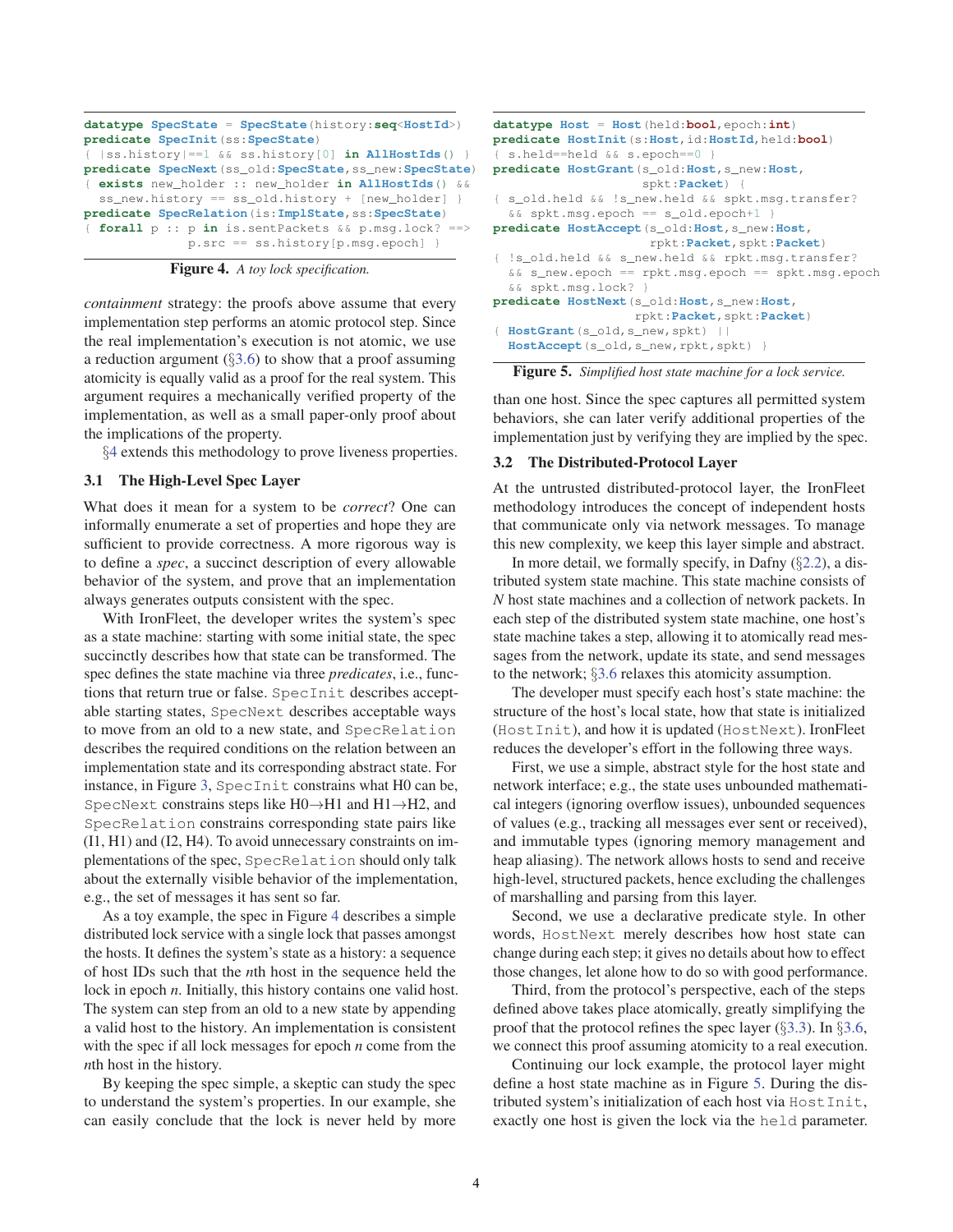```
datatype SpecState = SpecState(history:seq<HostId>)
predicate SpecInit(ss:SpecState)
{ |ss.history|==1 && ss.history[0] in AllHostIds() }
predicate SpecNext(ss_old:SpecState,ss_new:SpecState)
{ exists new_holder :: new_holder in AllHostIds() &&
    ss_new.history == ss_old.history + [new_holder] }
predicate SpecRelation(is:ImplState,ss:SpecState)
{ forall p :: p in is.sentPackets && p.msg.lock? ==>
              p.src == ss.history[p.msg.epoch] }
```

**Figure 4.** *A toy lock specification.*

*containment* strategy: the proofs above assume that every implementation step performs an atomic protocol step. Since the real implementation's execution is not atomic, we use a reduction argument (§3.6) to show that a proof assuming atomicity is equally valid as a proof for the real system. This argument requires a mechanically verified property of the implementation, as well as a small paper-only proof about the implications of the property.

§4 extends this methodology to prove liveness properties.

### 3.1 The High-Level Spec Layer

What does it mean for a system to be *correct*? One can informally enumerate a set of properties and hope they are sufficient to provide correctness. A more rigorous way is to define a *spec*, a succinct description of every allowable behavior of the system, and prove that an implementation always generates outputs consistent with the spec.

With IronFleet, the developer writes the system's spec as a state machine: starting with some initial state, the spec succinctly describes how that state can be transformed. The spec defines the state machine via three *predicates*, i.e., functions that return true or false. `SpecInit` describes acceptable starting states, `SpecNext` describes acceptable ways to move from an old to a new state, and `SpecRelation` describes the required conditions on the relation between an implementation state and its corresponding abstract state. For instance, in Figure 3, `SpecInit` constrains what H0 can be, `SpecNext` constrains steps like H0→H1 and H1→H2, and `SpecRelation` constrains corresponding state pairs like (I1, H1) and (I2, H4). To avoid unnecessary constraints on implementations of the spec, `SpecRelation` should only talk about the externally visible behavior of the implementation, e.g., the set of messages it has sent so far.

As a toy example, the spec in Figure 4 describes a simple distributed lock service with a single lock that passes amongst the hosts. It defines the system's state as a history: a sequence of host IDs such that the $n$th host in the sequence held the lock in epoch $n$. Initially, this history contains one valid host. The system can step from an old to a new state by appending a valid host to the history. An implementation is consistent with the spec if all lock messages for epoch $n$ come from the $n$th host in the history.

By keeping the spec simple, a skeptic can study the spec to understand the system's properties. In our example, she can easily conclude that the lock is never held by more than one host. Since the spec captures all permitted system behaviors, she can later verify additional properties of the implementation just by verifying they are implied by the spec.

```
datatype Host = Host(held:bool,epoch:int)
predicate HostInit(s:Host,id:HostId,held:bool)
{ s.held==held && s.epoch==0 }
predicate HostGrant(s_old:Host,s_new:Host,
                    spkt:Packet) {
{ s_old.held && !s_new.held && spkt.msg.transfer?
  && spkt.msg.epoch == s_old.epoch+1 }
predicate HostAccept(s_old:Host,s_new:Host,
                     rpkt:Packet,spkt:Packet)
{ !s_old.held && s_new.held && rpkt.msg.transfer?
  && s_new.epoch == rpkt.msg.epoch == spkt.msg.epoch
  && spkt.msg.lock? }
predicate HostNext(s_old:Host,s_new:Host,
                   rpkt:Packet,spkt:Packet)
{ HostGrant(s_old,s_new,spkt) ||
  HostAccept(s_old,s_new,rpkt,spkt) }
```

**Figure 5.** *Simplified host state machine for a lock service.*

### 3.2 The Distributed-Protocol Layer

At the untrusted distributed-protocol layer, the IronFleet methodology introduces the concept of independent hosts that communicate only via network messages. To manage this new complexity, we keep this layer simple and abstract.

In more detail, we formally specify, in Dafny (§2.2), a distributed system state machine. This state machine consists of $N$ host state machines and a collection of network packets. In each step of the distributed system state machine, one host's state machine takes a step, allowing it to atomically read messages from the network, update its state, and send messages to the network; §3.6 relaxes this atomicity assumption.

The developer must specify each host's state machine: the structure of the host's local state, how that state is initialized (`HostInit`), and how it is updated (`HostNext`). IronFleet reduces the developer's effort in the following three ways.

First, we use a simple, abstract style for the host state and network interface; e.g., the state uses unbounded mathematical integers (ignoring overflow issues), unbounded sequences of values (e.g., tracking all messages ever sent or received), and immutable types (ignoring memory management and heap aliasing). The network allows hosts to send and receive high-level, structured packets, hence excluding the challenges of marshalling and parsing from this layer.

Second, we use a declarative predicate style. In other words, `HostNext` merely describes how host state can change during each step; it gives no details about how to effect those changes, let alone how to do so with good performance.

Third, from the protocol's perspective, each of the steps defined above takes place atomically, greatly simplifying the proof that the protocol refines the spec layer (§3.3). In §3.6, we connect this proof assuming atomicity to a real execution.

Continuing our lock example, the protocol layer might define a host state machine as in Figure 5. During the distributed system's initialization of each host via `HostInit`, exactly one host is given the lock via the `held` parameter.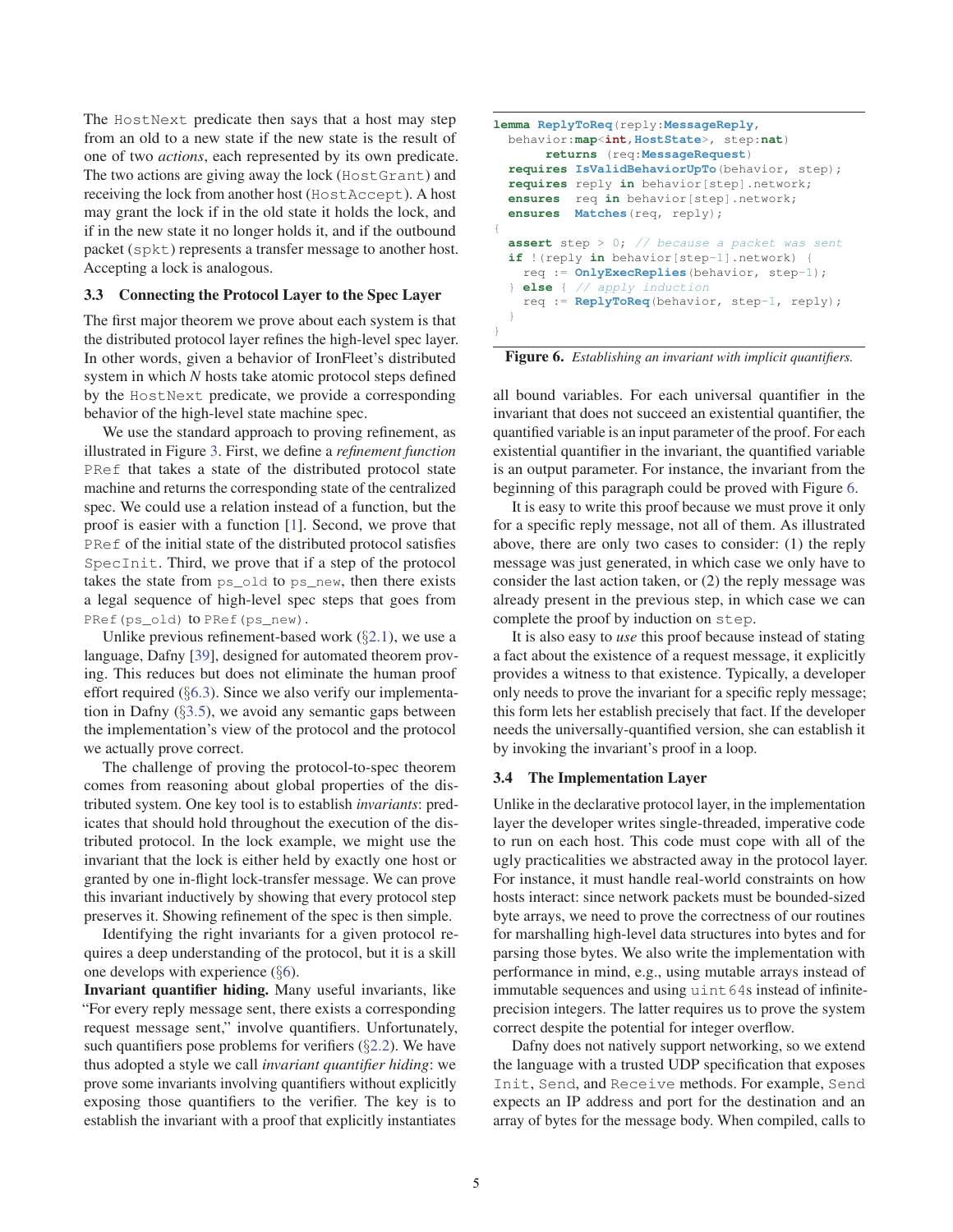The HostNext predicate then says that a host may step from an old to a new state if the new state is the result of one of two *actions*, each represented by its own predicate. The two actions are giving away the lock (HostGrant) and receiving the lock from another host (HostAccept). A host may grant the lock if in the old state it holds the lock, and if in the new state it no longer holds it, and if the outbound packet (spkt) represents a transfer message to another host. Accepting a lock is analogous.

### 3.3 Connecting the Protocol Layer to the Spec Layer

The first major theorem we prove about each system is that the distributed protocol layer refines the high-level spec layer. In other words, given a behavior of IronFleet's distributed system in which $N$ hosts take atomic protocol steps defined by the HostNext predicate, we provide a corresponding behavior of the high-level state machine spec.

We use the standard approach to proving refinement, as illustrated in Figure 3. First, we define a *refinement function* PRef that takes a state of the distributed protocol state machine and returns the corresponding state of the centralized spec. We could use a relation instead of a function, but the proof is easier with a function [1]. Second, we prove that PRef of the initial state of the distributed protocol satisfies SpecInit. Third, we prove that if a step of the protocol takes the state from ps_old to ps_new, then there exists a legal sequence of high-level spec steps that goes from PRef(ps_old) to PRef(ps_new).

Unlike previous refinement-based work (§2.1), we use a language, Dafny [39], designed for automated theorem proving. This reduces but does not eliminate the human proof effort required (§6.3). Since we also verify our implementation in Dafny (§3.5), we avoid any semantic gaps between the implementation's view of the protocol and the protocol we actually prove correct.

The challenge of proving the protocol-to-spec theorem comes from reasoning about global properties of the distributed system. One key tool is to establish *invariants*: predicates that should hold throughout the execution of the distributed protocol. In the lock example, we might use the invariant that the lock is either held by exactly one host or granted by one in-flight lock-transfer message. We can prove this invariant inductively by showing that every protocol step preserves it. Showing refinement of the spec is then simple.

Identifying the right invariants for a given protocol requires a deep understanding of the protocol, but it is a skill one develops with experience (§6).

**Invariant quantifier hiding.** Many useful invariants, like "For every reply message sent, there exists a corresponding request message sent," involve quantifiers. Unfortunately, such quantifiers pose problems for verifiers (§2.2). We have thus adopted a style we call *invariant quantifier hiding*: we prove some invariants involving quantifiers without explicitly exposing those quantifiers to the verifier. The key is to establish the invariant with a proof that explicitly instantiates all bound variables. For each universal quantifier in the invariant that does not succeed an existential quantifier, the quantified variable is an input parameter of the proof. For each existential quantifier in the invariant, the quantified variable is an output parameter. For instance, the invariant from the beginning of this paragraph could be proved with Figure 6.

```
lemma ReplyToReq(reply:MessageReply,
  behavior:map<int,HostState>, step:nat)
       returns (req:MessageRequest)
  requires IsValidBehaviorUpTo(behavior, step);
  requires reply in behavior[step].network;
  ensures  req in behavior[step].network;
  ensures  Matches(req, reply);
{
  assert step > 0; // because a packet was sent
  if !(reply in behavior[step-1].network) {
    req := OnlyExecReplies(behavior, step-1);
  } else { // apply induction
    req := ReplyToReq(behavior, step-1, reply);
  }
}
```

**Figure 6.** *Establishing an invariant with implicit quantifiers.*

It is easy to write this proof because we must prove it only for a specific reply message, not all of them. As illustrated above, there are only two cases to consider: (1) the reply message was just generated, in which case we only have to consider the last action taken, or (2) the reply message was already present in the previous step, in which case we can complete the proof by induction on step.

It is also easy to *use* this proof because instead of stating a fact about the existence of a request message, it explicitly provides a witness to that existence. Typically, a developer only needs to prove the invariant for a specific reply message; this form lets her establish precisely that fact. If the developer needs the universally-quantified version, she can establish it by invoking the invariant's proof in a loop.

### 3.4 The Implementation Layer

Unlike in the declarative protocol layer, in the implementation layer the developer writes single-threaded, imperative code to run on each host. This code must cope with all of the ugly practicalities we abstracted away in the protocol layer. For instance, it must handle real-world constraints on how hosts interact: since network packets must be bounded-sized byte arrays, we need to prove the correctness of our routines for marshalling high-level data structures into bytes and for parsing those bytes. We also write the implementation with performance in mind, e.g., using mutable arrays instead of immutable sequences and using uint64s instead of infinite-precision integers. The latter requires us to prove the system correct despite the potential for integer overflow.

Dafny does not natively support networking, so we extend the language with a trusted UDP specification that exposes Init, Send, and Receive methods. For example, Send expects an IP address and port for the destination and an array of bytes for the message body. When compiled, calls to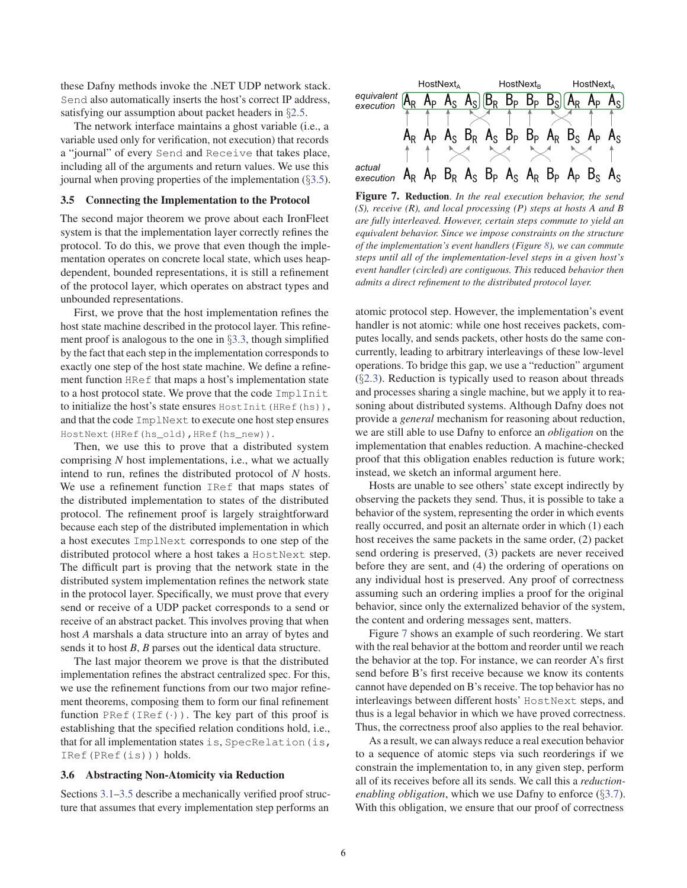these Dafny methods invoke the .NET UDP network stack. `Send` also automatically inserts the host's correct IP address, satisfying our assumption about packet headers in §2.5.

The network interface maintains a ghost variable (i.e., a variable used only for verification, not execution) that records a "journal" of every `Send` and `Receive` that takes place, including all of the arguments and return values. We use this journal when proving properties of the implementation (§3.5).

### 3.5 Connecting the Implementation to the Protocol

The second major theorem we prove about each IronFleet system is that the implementation layer correctly refines the protocol. To do this, we prove that even though the implementation operates on concrete local state, which uses heap-dependent, bounded representations, it is still a refinement of the protocol layer, which operates on abstract types and unbounded representations.

First, we prove that the host implementation refines the host state machine described in the protocol layer. This refinement proof is analogous to the one in §3.3, though simplified by the fact that each step in the implementation corresponds to exactly one step of the host state machine. We define a refinement function `HRef` that maps a host's implementation state to a host protocol state. We prove that the code `ImplInit` to initialize the host's state ensures `HostInit(HRef(hs))`, and that the code `ImplNext` to execute one host step ensures `HostNext(HRef(hs_old),HRef(hs_new))`.

Then, we use this to prove that a distributed system comprising *N* host implementations, i.e., what we actually intend to run, refines the distributed protocol of *N* hosts. We use a refinement function `IRef` that maps states of the distributed implementation to states of the distributed protocol. The refinement proof is largely straightforward because each step of the distributed implementation in which a host executes `ImplNext` corresponds to one step of the distributed protocol where a host takes a `HostNext` step. The difficult part is proving that the network state in the distributed system implementation refines the network state in the protocol layer. Specifically, we must prove that every send or receive of a UDP packet corresponds to a send or receive of an abstract packet. This involves proving that when host *A* marshals a data structure into an array of bytes and sends it to host *B*, *B* parses out the identical data structure.

The last major theorem we prove is that the distributed implementation refines the abstract centralized spec. For this, we use the refinement functions from our two major refinement theorems, composing them to form our final refinement function `PRef(IRef(·))`. The key part of this proof is establishing that the specified relation conditions hold, i.e., that for all implementation states `is`, `SpecRelation(is, IRef(PRef(is)))` holds.

### 3.6 Abstracting Non-Atomicity via Reduction

Sections 3.1–3.5 describe a mechanically verified proof structure that assumes that every implementation step performs an atomic protocol step. However, the implementation's event handler is not atomic: while one host receives packets, computes locally, and sends packets, other hosts do the same concurrently, leading to arbitrary interleavings of these low-level operations. To bridge this gap, we use a "reduction" argument (§2.3). Reduction is typically used to reason about threads and processes sharing a single machine, but we apply it to reasoning about distributed systems. Although Dafny does not provide a *general* mechanism for reasoning about reduction, we are still able to use Dafny to enforce an *obligation* on the implementation that enables reduction. A machine-checked proof that this obligation enables reduction is future work; instead, we sketch an informal argument here.

Hosts are unable to see others' state except indirectly by observing the packets they send. Thus, it is possible to take a behavior of the system, representing the order in which events really occurred, and posit an alternate order in which (1) each host receives the same packets in the same order, (2) packet send ordering is preserved, (3) packets are never received before they are sent, and (4) the ordering of operations on any individual host is preserved. Any proof of correctness assuming such an ordering implies a proof for the original behavior, since only the externalized behavior of the system, the content and ordering messages sent, matters.

Figure 7 shows an example of such reordering. We start with the real behavior at the bottom and reorder until we reach the behavior at the top. For instance, we can reorder A's first send before B's first receive because we know its contents cannot have depended on B's receive. The top behavior has no interleavings between different hosts' `HostNext` steps, and thus is a legal behavior in which we have proved correctness. Thus, the correctness proof also applies to the real behavior.

As a result, we can always reduce a real execution behavior to a sequence of atomic steps via such reorderings if we constrain the implementation to, in any given step, perform all of its receives before all its sends. We call this a *reduction-enabling obligation*, which we use Dafny to enforce (§3.7). With this obligation, we ensure that our proof of correctness

$\text{HostNext}_A$ $\text{HostNext}_B$ $\text{HostNext}_A$

equivalent execution $A_R\ A_P\ A_S\ A_S\ B_R\ B_P\ B_P\ B_S\ A_R\ A_P\ A_S$

$A_R\ A_P\ A_S\ B_R\ A_S\ B_P\ B_P\ A_R\ B_S\ A_P\ A_S$

actual execution $A_R\ A_P\ B_R\ A_S\ B_P\ A_S\ A_R\ B_P\ A_P\ B_S\ A_S$

**Figure 7. Reduction**. *In the real execution behavior, the send (S), receive (R), and local processing (P) steps at hosts A and B are fully interleaved. However, certain steps commute to yield an equivalent behavior. Since we impose constraints on the structure of the implementation's event handlers (Figure 8), we can commute steps until all of the implementation-level steps in a given host's event handler (circled) are contiguous. This* reduced *behavior then admits a direct refinement to the distributed protocol layer.*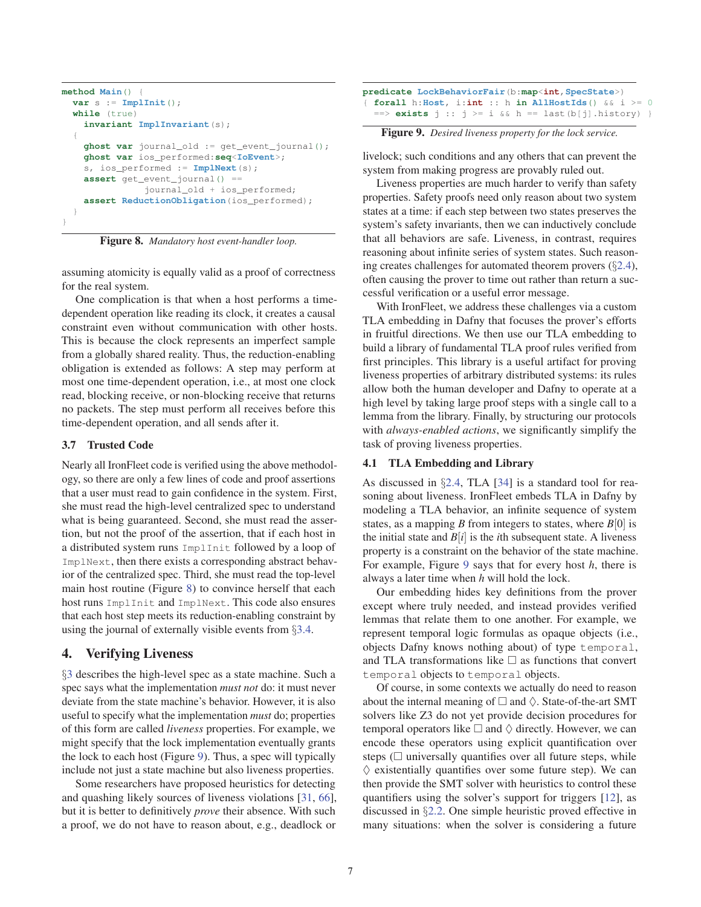```
method Main() {
  var s := ImplInit();
  while (true)
    invariant ImplInvariant(s);
  {
    ghost var journal_old := get_event_journal();
    ghost var ios_performed:seq<IoEvent>;
    s, ios_performed := ImplNext(s);
    assert get_event_journal() ==
               journal_old + ios_performed;
    assert ReductionObligation(ios_performed);
  }
}
```

**Figure 8.** *Mandatory host event-handler loop.*

assuming atomicity is equally valid as a proof of correctness for the real system.

One complication is that when a host performs a time-dependent operation like reading its clock, it creates a causal constraint even without communication with other hosts. This is because the clock represents an imperfect sample from a globally shared reality. Thus, the reduction-enabling obligation is extended as follows: A step may perform at most one time-dependent operation, i.e., at most one clock read, blocking receive, or non-blocking receive that returns no packets. The step must perform all receives before this time-dependent operation, and all sends after it.

### 3.7 Trusted Code

Nearly all IronFleet code is verified using the above methodology, so there are only a few lines of code and proof assertions that a user must read to gain confidence in the system. First, she must read the high-level centralized spec to understand what is being guaranteed. Second, she must read the assertion, but not the proof of the assertion, that if each host in a distributed system runs `ImplInit` followed by a loop of `ImplNext`, then there exists a corresponding abstract behavior of the centralized spec. Third, she must read the top-level main host routine (Figure 8) to convince herself that each host runs `ImplInit` and `ImplNext`. This code also ensures that each host step meets its reduction-enabling constraint by using the journal of externally visible events from §3.4.

## 4. Verifying Liveness

§3 describes the high-level spec as a state machine. Such a spec says what the implementation *must not* do: it must never deviate from the state machine's behavior. However, it is also useful to specify what the implementation *must* do; properties of this form are called *liveness* properties. For example, we might specify that the lock implementation eventually grants the lock to each host (Figure 9). Thus, a spec will typically include not just a state machine but also liveness properties.

Some researchers have proposed heuristics for detecting and quashing likely sources of liveness violations [31, 66], but it is better to definitively *prove* their absence. With such a proof, we do not have to reason about, e.g., deadlock or livelock; such conditions and any others that can prevent the system from making progress are provably ruled out.

```
predicate LockBehaviorFair(b:map<int,SpecState>)
{ forall h:Host, i:int :: h in AllHostIds() && i >= 0
  ==> exists j :: j >= i && h == last(b[j].history) }
```

**Figure 9.** *Desired liveness property for the lock service.*

Liveness properties are much harder to verify than safety properties. Safety proofs need only reason about two system states at a time: if each step between two states preserves the system's safety invariants, then we can inductively conclude that all behaviors are safe. Liveness, in contrast, requires reasoning about infinite series of system states. Such reasoning creates challenges for automated theorem provers (§2.4), often causing the prover to time out rather than return a successful verification or a useful error message.

With IronFleet, we address these challenges via a custom TLA embedding in Dafny that focuses the prover's efforts in fruitful directions. We then use our TLA embedding to build a library of fundamental TLA proof rules verified from first principles. This library is a useful artifact for proving liveness properties of arbitrary distributed systems: its rules allow both the human developer and Dafny to operate at a high level by taking large proof steps with a single call to a lemma from the library. Finally, by structuring our protocols with *always-enabled actions*, we significantly simplify the task of proving liveness properties.

### 4.1 TLA Embedding and Library

As discussed in §2.4, TLA [34] is a standard tool for reasoning about liveness. IronFleet embeds TLA in Dafny by modeling a TLA behavior, an infinite sequence of system states, as a mapping $B$ from integers to states, where $B[0]$ is the initial state and $B[i]$ is the $i$th subsequent state. A liveness property is a constraint on the behavior of the state machine. For example, Figure 9 says that for every host $h$, there is always a later time when $h$ will hold the lock.

Our embedding hides key definitions from the prover except where truly needed, and instead provides verified lemmas that relate them to one another. For example, we represent temporal logic formulas as opaque objects (i.e., objects Dafny knows nothing about) of type `temporal`, and TLA transformations like $\Box$ as functions that convert `temporal` objects to `temporal` objects.

Of course, in some contexts we actually do need to reason about the internal meaning of $\Box$ and $\Diamond$. State-of-the-art SMT solvers like Z3 do not yet provide decision procedures for temporal operators like $\Box$ and $\Diamond$ directly. However, we can encode these operators using explicit quantification over steps ($\Box$ universally quantifies over all future steps, while $\Diamond$ existentially quantifies over some future step). We can then provide the SMT solver with heuristics to control these quantifiers using the solver's support for triggers [12], as discussed in §2.2. One simple heuristic proved effective in many situations: when the solver is considering a future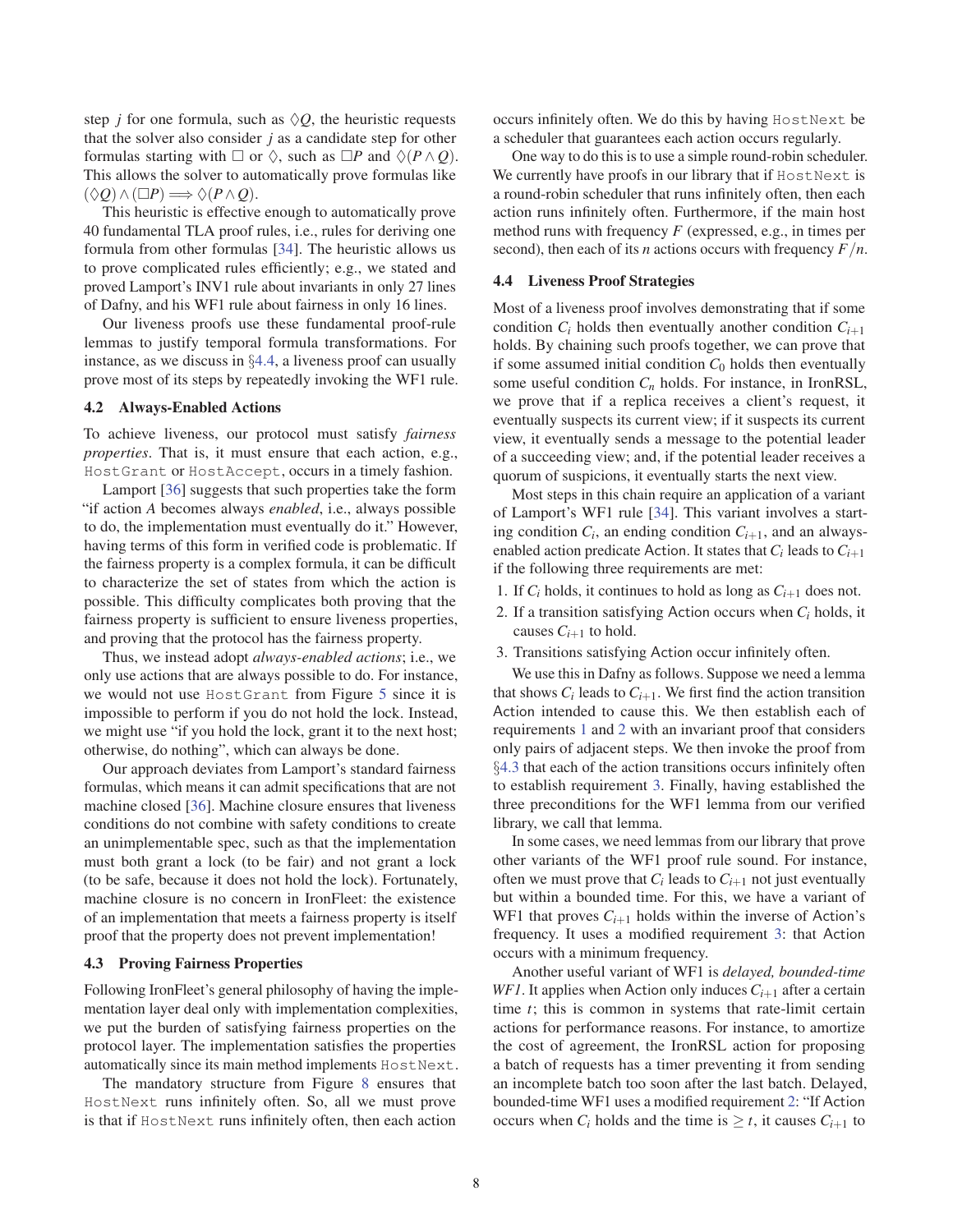step $j$ for one formula, such as $\Diamond Q$, the heuristic requests that the solver also consider $j$ as a candidate step for other formulas starting with $\Box$ or $\Diamond$, such as $\Box P$ and $\Diamond(P \wedge Q)$. This allows the solver to automatically prove formulas like $(\Diamond Q) \wedge (\Box P) \Longrightarrow \Diamond(P \wedge Q)$.

This heuristic is effective enough to automatically prove 40 fundamental TLA proof rules, i.e., rules for deriving one formula from other formulas [34]. The heuristic allows us to prove complicated rules efficiently; e.g., we stated and proved Lamport's INV1 rule about invariants in only 27 lines of Dafny, and his WF1 rule about fairness in only 16 lines.

Our liveness proofs use these fundamental proof-rule lemmas to justify temporal formula transformations. For instance, as we discuss in §4.4, a liveness proof can usually prove most of its steps by repeatedly invoking the WF1 rule.

### 4.2 Always-Enabled Actions

To achieve liveness, our protocol must satisfy *fairness properties*. That is, it must ensure that each action, e.g., `HostGrant` or `HostAccept`, occurs in a timely fashion.

Lamport [36] suggests that such properties take the form "if action $A$ becomes always *enabled*, i.e., always possible to do, the implementation must eventually do it." However, having terms of this form in verified code is problematic. If the fairness property is a complex formula, it can be difficult to characterize the set of states from which the action is possible. This difficulty complicates both proving that the fairness property is sufficient to ensure liveness properties, and proving that the protocol has the fairness property.

Thus, we instead adopt *always-enabled actions*; i.e., we only use actions that are always possible to do. For instance, we would not use `HostGrant` from Figure 5 since it is impossible to perform if you do not hold the lock. Instead, we might use "if you hold the lock, grant it to the next host; otherwise, do nothing", which can always be done.

Our approach deviates from Lamport's standard fairness formulas, which means it can admit specifications that are not machine closed [36]. Machine closure ensures that liveness conditions do not combine with safety conditions to create an unimplementable spec, such as that the implementation must both grant a lock (to be fair) and not grant a lock (to be safe, because it does not hold the lock). Fortunately, machine closure is no concern in IronFleet: the existence of an implementation that meets a fairness property is itself proof that the property does not prevent implementation!

### 4.3 Proving Fairness Properties

Following IronFleet's general philosophy of having the implementation layer deal only with implementation complexities, we put the burden of satisfying fairness properties on the protocol layer. The implementation satisfies the properties automatically since its main method implements `HostNext`.

The mandatory structure from Figure 8 ensures that `HostNext` runs infinitely often. So, all we must prove is that if `HostNext` runs infinitely often, then each action occurs infinitely often. We do this by having `HostNext` be a scheduler that guarantees each action occurs regularly.

One way to do this is to use a simple round-robin scheduler. We currently have proofs in our library that if `HostNext` is a round-robin scheduler that runs infinitely often, then each action runs infinitely often. Furthermore, if the main host method runs with frequency $F$ (expressed, e.g., in times per second), then each of its $n$ actions occurs with frequency $F/n$.

### 4.4 Liveness Proof Strategies

Most of a liveness proof involves demonstrating that if some condition $C_i$ holds then eventually another condition $C_{i+1}$ holds. By chaining such proofs together, we can prove that if some assumed initial condition $C_0$ holds then eventually some useful condition $C_n$ holds. For instance, in IronRSL, we prove that if a replica receives a client's request, it eventually suspects its current view; if it suspects its current view, it eventually sends a message to the potential leader of a succeeding view; and, if the potential leader receives a quorum of suspicions, it eventually starts the next view.

Most steps in this chain require an application of a variant of Lamport's WF1 rule [34]. This variant involves a starting condition $C_i$, an ending condition $C_{i+1}$, and an always-enabled action predicate Action. It states that $C_i$ leads to $C_{i+1}$ if the following three requirements are met:

1. If $C_i$ holds, it continues to hold as long as $C_{i+1}$ does not.
2. If a transition satisfying Action occurs when $C_i$ holds, it causes $C_{i+1}$ to hold.
3. Transitions satisfying Action occur infinitely often.

We use this in Dafny as follows. Suppose we need a lemma that shows $C_i$ leads to $C_{i+1}$. We first find the action transition Action intended to cause this. We then establish each of requirements 1 and 2 with an invariant proof that considers only pairs of adjacent steps. We then invoke the proof from §4.3 that each of the action transitions occurs infinitely often to establish requirement 3. Finally, having established the three preconditions for the WF1 lemma from our verified library, we call that lemma.

In some cases, we need lemmas from our library that prove other variants of the WF1 proof rule sound. For instance, often we must prove that $C_i$ leads to $C_{i+1}$ not just eventually but within a bounded time. For this, we have a variant of WF1 that proves $C_{i+1}$ holds within the inverse of Action's frequency. It uses a modified requirement 3: that Action occurs with a minimum frequency.

Another useful variant of WF1 is *delayed, bounded-time WF1*. It applies when Action only induces $C_{i+1}$ after a certain time $t$; this is common in systems that rate-limit certain actions for performance reasons. For instance, to amortize the cost of agreement, the IronRSL action for proposing a batch of requests has a timer preventing it from sending an incomplete batch too soon after the last batch. Delayed, bounded-time WF1 uses a modified requirement 2: "If Action occurs when $C_i$ holds and the time is $\geq t$, it causes $C_{i+1}$ to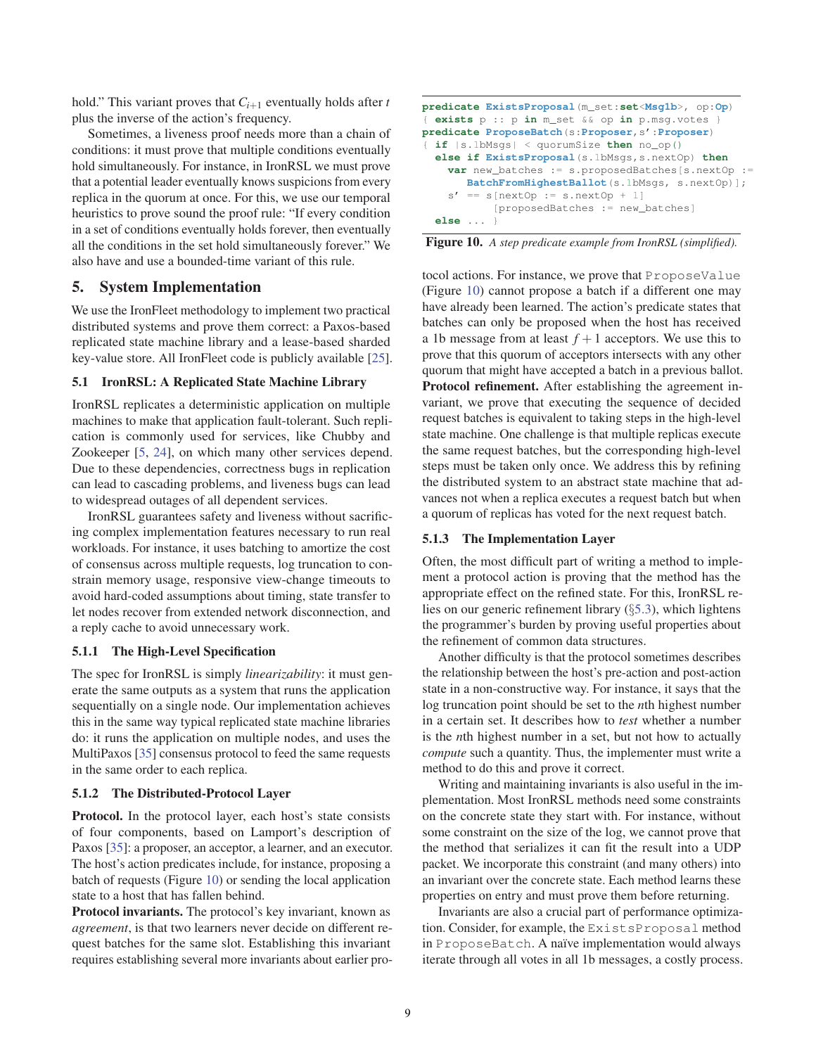hold." This variant proves that $C_{i+1}$ eventually holds after $t$ plus the inverse of the action's frequency.

Sometimes, a liveness proof needs more than a chain of conditions: it must prove that multiple conditions eventually hold simultaneously. For instance, in IronRSL we must prove that a potential leader eventually knows suspicions from every replica in the quorum at once. For this, we use our temporal heuristics to prove sound the proof rule: "If every condition in a set of conditions eventually holds forever, then eventually all the conditions in the set hold simultaneously forever." We also have and use a bounded-time variant of this rule.

## 5. System Implementation

We use the IronFleet methodology to implement two practical distributed systems and prove them correct: a Paxos-based replicated state machine library and a lease-based sharded key-value store. All IronFleet code is publicly available [25].

### 5.1 IronRSL: A Replicated State Machine Library

IronRSL replicates a deterministic application on multiple machines to make that application fault-tolerant. Such replication is commonly used for services, like Chubby and Zookeeper [5, 24], on which many other services depend. Due to these dependencies, correctness bugs in replication can lead to cascading problems, and liveness bugs can lead to widespread outages of all dependent services.

IronRSL guarantees safety and liveness without sacrificing complex implementation features necessary to run real workloads. For instance, it uses batching to amortize the cost of consensus across multiple requests, log truncation to constrain memory usage, responsive view-change timeouts to avoid hard-coded assumptions about timing, state transfer to let nodes recover from extended network disconnection, and a reply cache to avoid unnecessary work.

#### 5.1.1 The High-Level Specification

The spec for IronRSL is simply *linearizability*: it must generate the same outputs as a system that runs the application sequentially on a single node. Our implementation achieves this in the same way typical replicated state machine libraries do: it runs the application on multiple nodes, and uses the MultiPaxos [35] consensus protocol to feed the same requests in the same order to each replica.

#### 5.1.2 The Distributed-Protocol Layer

**Protocol.** In the protocol layer, each host's state consists of four components, based on Lamport's description of Paxos [35]: a proposer, an acceptor, a learner, and an executor. The host's action predicates include, for instance, proposing a batch of requests (Figure 10) or sending the local application state to a host that has fallen behind.

**Protocol invariants.** The protocol's key invariant, known as *agreement*, is that two learners never decide on different request batches for the same slot. Establishing this invariant requires establishing several more invariants about earlier protocol actions. For instance, we prove that `ProposeValue` (Figure 10) cannot propose a batch if a different one may have already been learned. The action's predicate states that batches can only be proposed when the host has received a 1b message from at least $f+1$ acceptors. We use this to prove that this quorum of acceptors intersects with any other quorum that might have accepted a batch in a previous ballot.

```
predicate ExistsProposal(m_set:set<Msg1b>, op:Op)
{ exists p :: p in m_set && op in p.msg.votes }
predicate ProposeBatch(s:Proposer,s':Proposer)
{ if |s.1bMsgs| < quorumSize then no_op()
  else if ExistsProposal(s.1bMsgs,s.nextOp) then
    var new_batches := s.proposedBatches[s.nextOp :=
       BatchFromHighestBallot(s.1bMsgs, s.nextOp)];
    s' == s[nextOp := s.nextOp + 1]
           [proposedBatches := new_batches]
  else ... }
```

**Figure 10.** *A step predicate example from IronRSL (simplified).*

**Protocol refinement.** After establishing the agreement invariant, we prove that executing the sequence of decided request batches is equivalent to taking steps in the high-level state machine. One challenge is that multiple replicas execute the same request batches, but the corresponding high-level steps must be taken only once. We address this by refining the distributed system to an abstract state machine that advances not when a replica executes a request batch but when a quorum of replicas has voted for the next request batch.

#### 5.1.3 The Implementation Layer

Often, the most difficult part of writing a method to implement a protocol action is proving that the method has the appropriate effect on the refined state. For this, IronRSL relies on our generic refinement library (§5.3), which lightens the programmer's burden by proving useful properties about the refinement of common data structures.

Another difficulty is that the protocol sometimes describes the relationship between the host's pre-action and post-action state in a non-constructive way. For instance, it says that the log truncation point should be set to the $n$th highest number in a certain set. It describes how to *test* whether a number is the $n$th highest number in a set, but not how to actually *compute* such a quantity. Thus, the implementer must write a method to do this and prove it correct.

Writing and maintaining invariants is also useful in the implementation. Most IronRSL methods need some constraints on the concrete state they start with. For instance, without some constraint on the size of the log, we cannot prove that the method that serializes it can fit the result into a UDP packet. We incorporate this constraint (and many others) into an invariant over the concrete state. Each method learns these properties on entry and must prove them before returning.

Invariants are also a crucial part of performance optimization. Consider, for example, the `ExistsProposal` method in `ProposeBatch`. A naïve implementation would always iterate through all votes in all 1b messages, a costly process.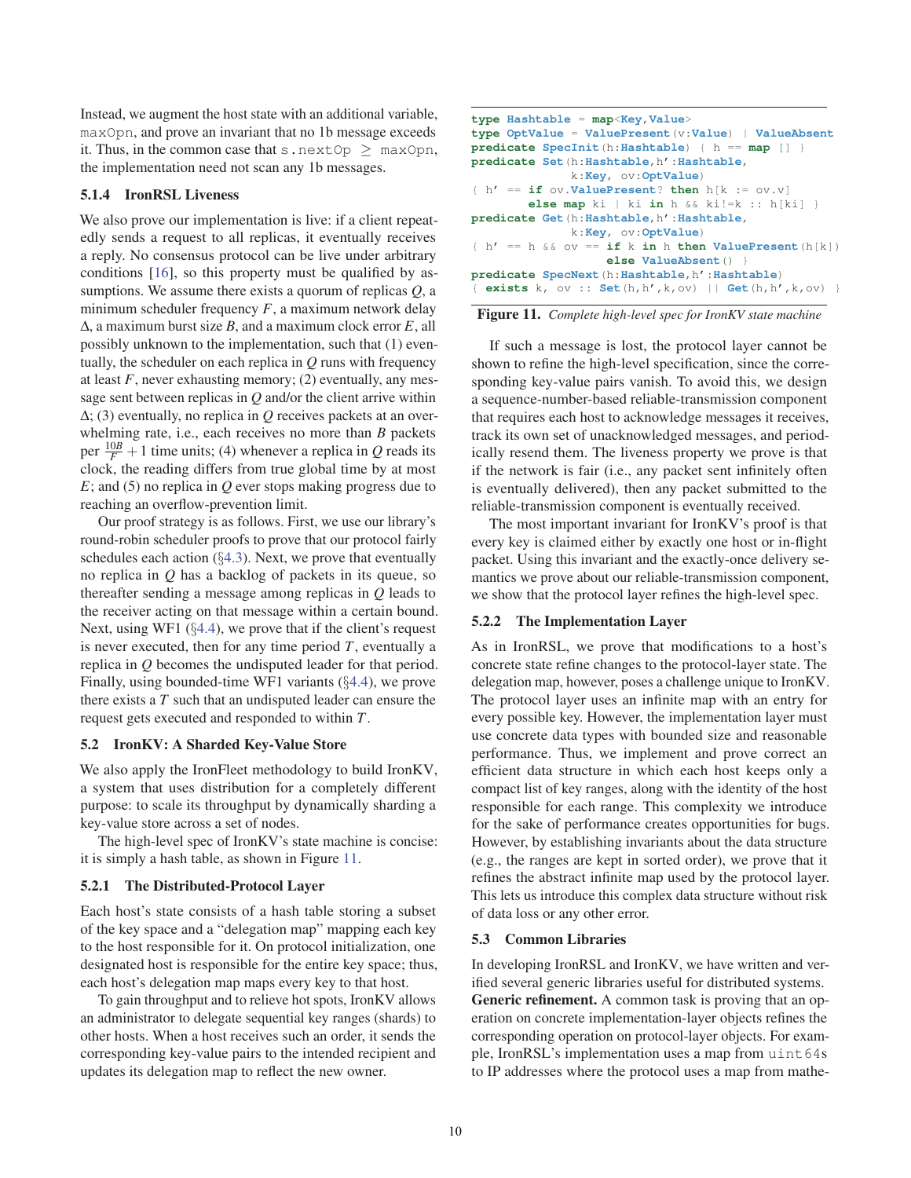Instead, we augment the host state with an additional variable, `maxOpn`, and prove an invariant that no 1b message exceeds it. Thus, in the common case that `s.nextOp ≥ maxOpn`, the implementation need not scan any 1b messages.

#### 5.1.4 IronRSL Liveness

We also prove our implementation is live: if a client repeatedly sends a request to all replicas, it eventually receives a reply. No consensus protocol can be live under arbitrary conditions [16], so this property must be qualified by assumptions. We assume there exists a quorum of replicas $Q$, a minimum scheduler frequency $F$, a maximum network delay $\Delta$, a maximum burst size $B$, and a maximum clock error $E$, all possibly unknown to the implementation, such that (1) eventually, the scheduler on each replica in $Q$ runs with frequency at least $F$, never exhausting memory; (2) eventually, any message sent between replicas in $Q$ and/or the client arrive within $\Delta$; (3) eventually, no replica in $Q$ receives packets at an overwhelming rate, i.e., each receives no more than $B$ packets per $\frac{10B}{F}+1$ time units; (4) whenever a replica in $Q$ reads its clock, the reading differs from true global time by at most $E$; and (5) no replica in $Q$ ever stops making progress due to reaching an overflow-prevention limit.

Our proof strategy is as follows. First, we use our library's round-robin scheduler proofs to prove that our protocol fairly schedules each action (§4.3). Next, we prove that eventually no replica in $Q$ has a backlog of packets in its queue, so thereafter sending a message among replicas in $Q$ leads to the receiver acting on that message within a certain bound. Next, using WF1 (§4.4), we prove that if the client's request is never executed, then for any time period $T$, eventually a replica in $Q$ becomes the undisputed leader for that period. Finally, using bounded-time WF1 variants (§4.4), we prove there exists a $T$ such that an undisputed leader can ensure the request gets executed and responded to within $T$.

### 5.2 IronKV: A Sharded Key-Value Store

We also apply the IronFleet methodology to build IronKV, a system that uses distribution for a completely different purpose: to scale its throughput by dynamically sharding a key-value store across a set of nodes.

The high-level spec of IronKV's state machine is concise: it is simply a hash table, as shown in Figure 11.

#### 5.2.1 The Distributed-Protocol Layer

Each host's state consists of a hash table storing a subset of the key space and a "delegation map" mapping each key to the host responsible for it. On protocol initialization, one designated host is responsible for the entire key space; thus, each host's delegation map maps every key to that host.

To gain throughput and to relieve hot spots, IronKV allows an administrator to delegate sequential key ranges (shards) to other hosts. When a host receives such an order, it sends the corresponding key-value pairs to the intended recipient and updates its delegation map to reflect the new owner.

```
type Hashtable = map<Key,Value>
type OptValue = ValuePresent(v:Value) | ValueAbsent
predicate SpecInit(h:Hashtable) { h == map [] }
predicate Set(h:Hashtable,h':Hashtable,
              k:Key, ov:OptValue)
{ h' == if ov.ValuePresent? then h[k := ov.v]
        else map ki | ki in h && ki!=k :: h[ki] }
predicate Get(h:Hashtable,h':Hashtable,
              k:Key, ov:OptValue)
{ h' == h && ov == if k in h then ValuePresent(h[k])
                   else ValueAbsent() }
predicate SpecNext(h:Hashtable,h':Hashtable)
{ exists k, ov :: Set(h,h',k,ov) || Get(h,h',k,ov) }
```

**Figure 11.** *Complete high-level spec for IronKV state machine*

If such a message is lost, the protocol layer cannot be shown to refine the high-level specification, since the corresponding key-value pairs vanish. To avoid this, we design a sequence-number-based reliable-transmission component that requires each host to acknowledge messages it receives, track its own set of unacknowledged messages, and periodically resend them. The liveness property we prove is that if the network is fair (i.e., any packet sent infinitely often is eventually delivered), then any packet submitted to the reliable-transmission component is eventually received.

The most important invariant for IronKV's proof is that every key is claimed either by exactly one host or in-flight packet. Using this invariant and the exactly-once delivery semantics we prove about our reliable-transmission component, we show that the protocol layer refines the high-level spec.

#### 5.2.2 The Implementation Layer

As in IronRSL, we prove that modifications to a host's concrete state refine changes to the protocol-layer state. The delegation map, however, poses a challenge unique to IronKV. The protocol layer uses an infinite map with an entry for every possible key. However, the implementation layer must use concrete data types with bounded size and reasonable performance. Thus, we implement and prove correct an efficient data structure in which each host keeps only a compact list of key ranges, along with the identity of the host responsible for each range. This complexity we introduce for the sake of performance creates opportunities for bugs. However, by establishing invariants about the data structure (e.g., the ranges are kept in sorted order), we prove that it refines the abstract infinite map used by the protocol layer. This lets us introduce this complex data structure without risk of data loss or any other error.

### 5.3 Common Libraries

In developing IronRSL and IronKV, we have written and verified several generic libraries useful for distributed systems.

**Generic refinement.** A common task is proving that an operation on concrete implementation-layer objects refines the corresponding operation on protocol-layer objects. For example, IronRSL's implementation uses a map from `uint64`s to IP addresses where the protocol uses a map from mathe-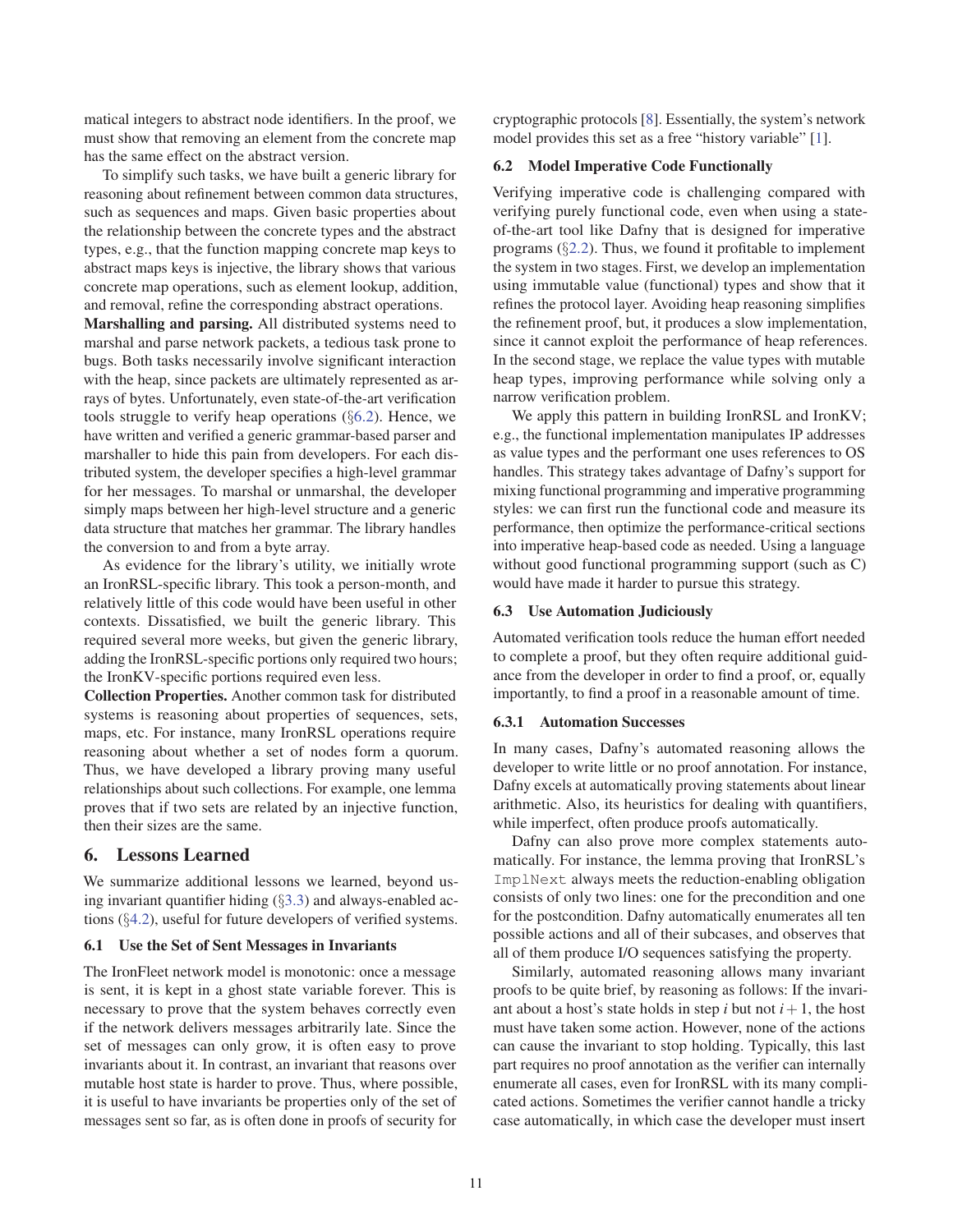matical integers to abstract node identifiers. In the proof, we must show that removing an element from the concrete map has the same effect on the abstract version.

To simplify such tasks, we have built a generic library for reasoning about refinement between common data structures, such as sequences and maps. Given basic properties about the relationship between the concrete types and the abstract types, e.g., that the function mapping concrete map keys to abstract maps keys is injective, the library shows that various concrete map operations, such as element lookup, addition, and removal, refine the corresponding abstract operations.

**Marshalling and parsing.** All distributed systems need to marshal and parse network packets, a tedious task prone to bugs. Both tasks necessarily involve significant interaction with the heap, since packets are ultimately represented as arrays of bytes. Unfortunately, even state-of-the-art verification tools struggle to verify heap operations (§6.2). Hence, we have written and verified a generic grammar-based parser and marshaller to hide this pain from developers. For each distributed system, the developer specifies a high-level grammar for her messages. To marshal or unmarshal, the developer simply maps between her high-level structure and a generic data structure that matches her grammar. The library handles the conversion to and from a byte array.

As evidence for the library's utility, we initially wrote an IronRSL-specific library. This took a person-month, and relatively little of this code would have been useful in other contexts. Dissatisfied, we built the generic library. This required several more weeks, but given the generic library, adding the IronRSL-specific portions only required two hours; the IronKV-specific portions required even less.

**Collection Properties.** Another common task for distributed systems is reasoning about properties of sequences, sets, maps, etc. For instance, many IronRSL operations require reasoning about whether a set of nodes form a quorum. Thus, we have developed a library proving many useful relationships about such collections. For example, one lemma proves that if two sets are related by an injective function, then their sizes are the same.

## 6. Lessons Learned

We summarize additional lessons we learned, beyond using invariant quantifier hiding (§3.3) and always-enabled actions (§4.2), useful for future developers of verified systems.

### 6.1 Use the Set of Sent Messages in Invariants

The IronFleet network model is monotonic: once a message is sent, it is kept in a ghost state variable forever. This is necessary to prove that the system behaves correctly even if the network delivers messages arbitrarily late. Since the set of messages can only grow, it is often easy to prove invariants about it. In contrast, an invariant that reasons over mutable host state is harder to prove. Thus, where possible, it is useful to have invariants be properties only of the set of messages sent so far, as is often done in proofs of security for cryptographic protocols [8]. Essentially, the system's network model provides this set as a free "history variable" [1].

### 6.2 Model Imperative Code Functionally

Verifying imperative code is challenging compared with verifying purely functional code, even when using a state-of-the-art tool like Dafny that is designed for imperative programs (§2.2). Thus, we found it profitable to implement the system in two stages. First, we develop an implementation using immutable value (functional) types and show that it refines the protocol layer. Avoiding heap reasoning simplifies the refinement proof, but, it produces a slow implementation, since it cannot exploit the performance of heap references. In the second stage, we replace the value types with mutable heap types, improving performance while solving only a narrow verification problem.

We apply this pattern in building IronRSL and IronKV; e.g., the functional implementation manipulates IP addresses as value types and the performant one uses references to OS handles. This strategy takes advantage of Dafny's support for mixing functional programming and imperative programming styles: we can first run the functional code and measure its performance, then optimize the performance-critical sections into imperative heap-based code as needed. Using a language without good functional programming support (such as C) would have made it harder to pursue this strategy.

### 6.3 Use Automation Judiciously

Automated verification tools reduce the human effort needed to complete a proof, but they often require additional guidance from the developer in order to find a proof, or, equally importantly, to find a proof in a reasonable amount of time.

#### 6.3.1 Automation Successes

In many cases, Dafny's automated reasoning allows the developer to write little or no proof annotation. For instance, Dafny excels at automatically proving statements about linear arithmetic. Also, its heuristics for dealing with quantifiers, while imperfect, often produce proofs automatically.

Dafny can also prove more complex statements automatically. For instance, the lemma proving that IronRSL's `ImplNext` always meets the reduction-enabling obligation consists of only two lines: one for the precondition and one for the postcondition. Dafny automatically enumerates all ten possible actions and all of their subcases, and observes that all of them produce I/O sequences satisfying the property.

Similarly, automated reasoning allows many invariant proofs to be quite brief, by reasoning as follows: If the invariant about a host's state holds in step $i$ but not $i+1$, the host must have taken some action. However, none of the actions can cause the invariant to stop holding. Typically, this last part requires no proof annotation as the verifier can internally enumerate all cases, even for IronRSL with its many complicated actions. Sometimes the verifier cannot handle a tricky case automatically, in which case the developer must insert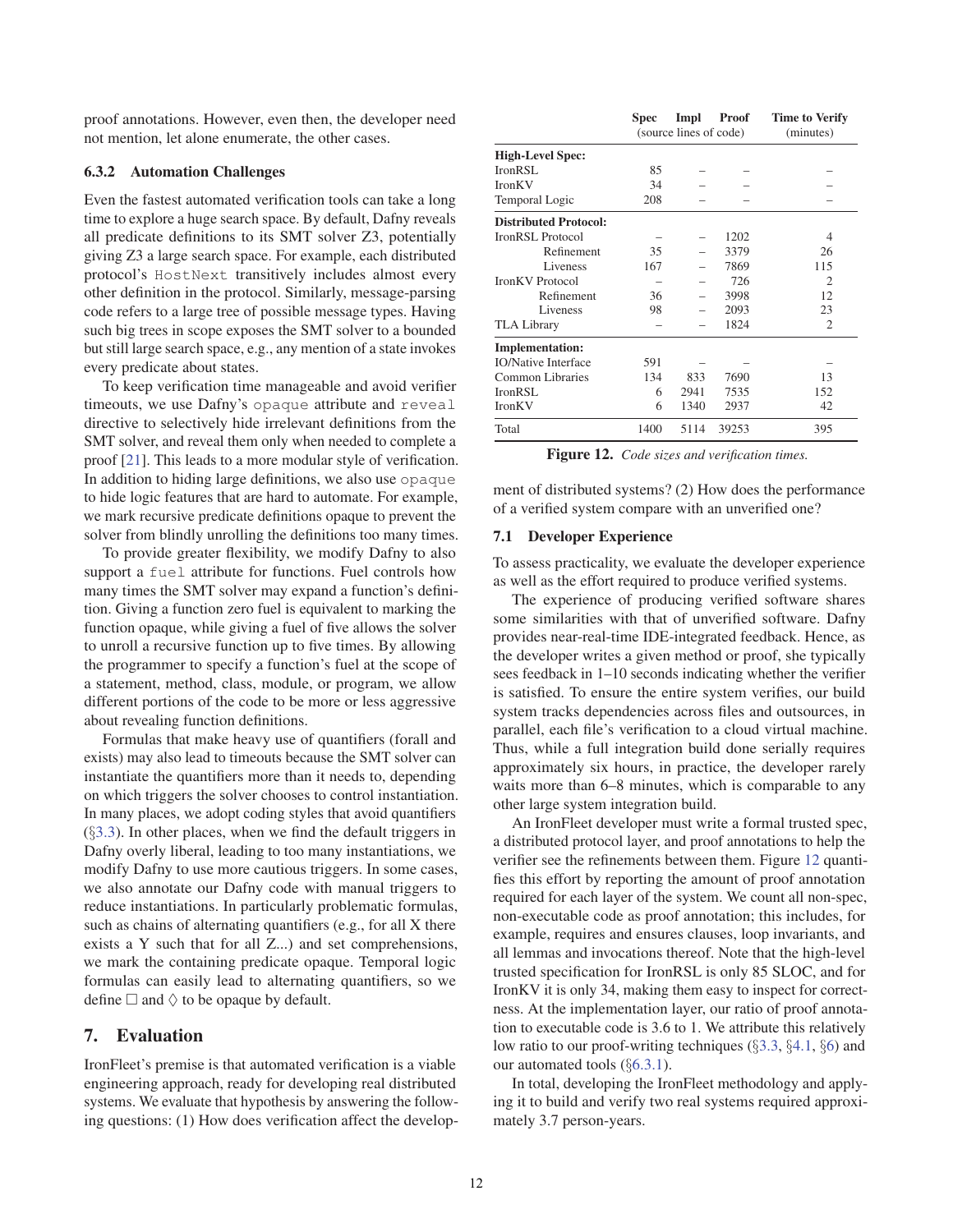proof annotations. However, even then, the developer need not mention, let alone enumerate, the other cases.

### 6.3.2 Automation Challenges

Even the fastest automated verification tools can take a long time to explore a huge search space. By default, Dafny reveals all predicate definitions to its SMT solver Z3, potentially giving Z3 a large search space. For example, each distributed protocol's `HostNext` transitively includes almost every other definition in the protocol. Similarly, message-parsing code refers to a large tree of possible message types. Having such big trees in scope exposes the SMT solver to a bounded but still large search space, e.g., any mention of a state invokes every predicate about states.

To keep verification time manageable and avoid verifier timeouts, we use Dafny's `opaque` attribute and `reveal` directive to selectively hide irrelevant definitions from the SMT solver, and reveal them only when needed to complete a proof [21]. This leads to a more modular style of verification. In addition to hiding large definitions, we also use `opaque` to hide logic features that are hard to automate. For example, we mark recursive predicate definitions opaque to prevent the solver from blindly unrolling the definitions too many times.

To provide greater flexibility, we modify Dafny to also support a `fuel` attribute for functions. Fuel controls how many times the SMT solver may expand a function's definition. Giving a function zero fuel is equivalent to marking the function opaque, while giving a fuel of five allows the solver to unroll a recursive function up to five times. By allowing the programmer to specify a function's fuel at the scope of a statement, method, class, module, or program, we allow different portions of the code to be more or less aggressive about revealing function definitions.

Formulas that make heavy use of quantifiers (forall and exists) may also lead to timeouts because the SMT solver can instantiate the quantifiers more than it needs to, depending on which triggers the solver chooses to control instantiation. In many places, we adopt coding styles that avoid quantifiers (§3.3). In other places, when we find the default triggers in Dafny overly liberal, leading to too many instantiations, we modify Dafny to use more cautious triggers. In some cases, we also annotate our Dafny code with manual triggers to reduce instantiations. In particularly problematic formulas, such as chains of alternating quantifiers (e.g., for all X there exists a Y such that for all Z...) and set comprehensions, we mark the containing predicate opaque. Temporal logic formulas can easily lead to alternating quantifiers, so we define $\Box$ and $\Diamond$ to be opaque by default.

## 7. Evaluation

IronFleet's premise is that automated verification is a viable engineering approach, ready for developing real distributed systems. We evaluate that hypothesis by answering the following questions: (1) How does verification affect the development of distributed systems? (2) How does the performance of a verified system compare with an unverified one?

| | Spec | Impl | Proof | Time to Verify |
|---|---|---|---|---|
| | (source lines of code) | | | (minutes) |
| **High-Level Spec:** | | | | |
| IronRSL | 85 | – | – | – |
| IronKV | 34 | – | – | – |
| Temporal Logic | 208 | – | – | – |
| **Distributed Protocol:** | | | | |
| IronRSL Protocol | – | – | 1202 | 4 |
| Refinement | 35 | – | 3379 | 26 |
| Liveness | 167 | – | 7869 | 115 |
| IronKV Protocol | – | – | 726 | 2 |
| Refinement | 36 | – | 3998 | 12 |
| Liveness | 98 | – | 2093 | 23 |
| TLA Library | – | – | 1824 | 2 |
| **Implementation:** | | | | |
| IO/Native Interface | 591 | – | – | – |
| Common Libraries | 134 | 833 | 7690 | 13 |
| IronRSL | 6 | 2941 | 7535 | 152 |
| IronKV | 6 | 1340 | 2937 | 42 |
| Total | 1400 | 5114 | 39253 | 395 |

**Figure 12.** *Code sizes and verification times.*

### 7.1 Developer Experience

To assess practicality, we evaluate the developer experience as well as the effort required to produce verified systems.

The experience of producing verified software shares some similarities with that of unverified software. Dafny provides near-real-time IDE-integrated feedback. Hence, as the developer writes a given method or proof, she typically sees feedback in 1–10 seconds indicating whether the verifier is satisfied. To ensure the entire system verifies, our build system tracks dependencies across files and outsources, in parallel, each file's verification to a cloud virtual machine. Thus, while a full integration build done serially requires approximately six hours, in practice, the developer rarely waits more than 6–8 minutes, which is comparable to any other large system integration build.

An IronFleet developer must write a formal trusted spec, a distributed protocol layer, and proof annotations to help the verifier see the refinements between them. Figure 12 quantifies this effort by reporting the amount of proof annotation required for each layer of the system. We count all non-spec, non-executable code as proof annotation; this includes, for example, requires and ensures clauses, loop invariants, and all lemmas and invocations thereof. Note that the high-level trusted specification for IronRSL is only 85 SLOC, and for IronKV it is only 34, making them easy to inspect for correctness. At the implementation layer, our ratio of proof annotation to executable code is 3.6 to 1. We attribute this relatively low ratio to our proof-writing techniques (§3.3, §4.1, §6) and our automated tools (§6.3.1).

In total, developing the IronFleet methodology and applying it to build and verify two real systems required approximately 3.7 person-years.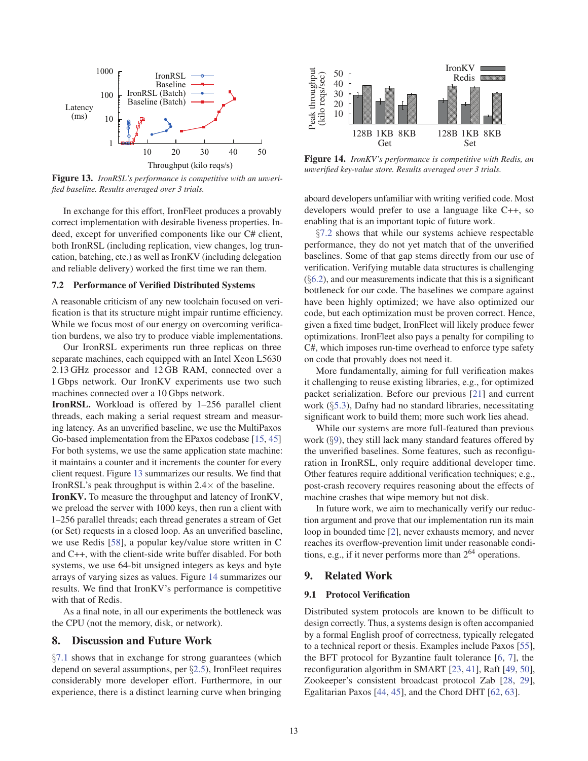**Figure 13.** *IronRSL's performance is competitive with an unverified baseline. Results averaged over 3 trials.*

**Figure 14.** *IronKV's performance is competitive with Redis, an unverified key-value store. Results averaged over 3 trials.*

In exchange for this effort, IronFleet produces a provably correct implementation with desirable liveness properties. Indeed, except for unverified components like our C# client, both IronRSL (including replication, view changes, log truncation, batching, etc.) as well as IronKV (including delegation and reliable delivery) worked the first time we ran them.

### 7.2 Performance of Verified Distributed Systems

A reasonable criticism of any new toolchain focused on verification is that its structure might impair runtime efficiency. While we focus most of our energy on overcoming verification burdens, we also try to produce viable implementations.

Our IronRSL experiments run three replicas on three separate machines, each equipped with an Intel Xeon L5630 2.13 GHz processor and 12 GB RAM, connected over a 1 Gbps network. Our IronKV experiments use two such machines connected over a 10 Gbps network.

**IronRSL.** Workload is offered by 1–256 parallel client threads, each making a serial request stream and measuring latency. As an unverified baseline, we use the MultiPaxos Go-based implementation from the EPaxos codebase [15, 45] For both systems, we use the same application state machine: it maintains a counter and it increments the counter for every client request. Figure 13 summarizes our results. We find that IronRSL's peak throughput is within 2.4× of the baseline.

**IronKV.** To measure the throughput and latency of IronKV, we preload the server with 1000 keys, then run a client with 1–256 parallel threads; each thread generates a stream of Get (or Set) requests in a closed loop. As an unverified baseline, we use Redis [58], a popular key/value store written in C and C++, with the client-side write buffer disabled. For both systems, we use 64-bit unsigned integers as keys and byte arrays of varying sizes as values. Figure 14 summarizes our results. We find that IronKV's performance is competitive with that of Redis.

As a final note, in all our experiments the bottleneck was the CPU (not the memory, disk, or network).

## 8. Discussion and Future Work

§7.1 shows that in exchange for strong guarantees (which depend on several assumptions, per §2.5), IronFleet requires considerably more developer effort. Furthermore, in our experience, there is a distinct learning curve when bringing aboard developers unfamiliar with writing verified code. Most developers would prefer to use a language like C++, so enabling that is an important topic of future work.

§7.2 shows that while our systems achieve respectable performance, they do not yet match that of the unverified baselines. Some of that gap stems directly from our use of verification. Verifying mutable data structures is challenging (§6.2), and our measurements indicate that this is a significant bottleneck for our code. The baselines we compare against have been highly optimized; we have also optimized our code, but each optimization must be proven correct. Hence, given a fixed time budget, IronFleet will likely produce fewer optimizations. IronFleet also pays a penalty for compiling to C#, which imposes run-time overhead to enforce type safety on code that provably does not need it.

More fundamentally, aiming for full verification makes it challenging to reuse existing libraries, e.g., for optimized packet serialization. Before our previous [21] and current work (§5.3), Dafny had no standard libraries, necessitating significant work to build them; more such work lies ahead.

While our systems are more full-featured than previous work (§9), they still lack many standard features offered by the unverified baselines. Some features, such as reconfiguration in IronRSL, only require additional developer time. Other features require additional verification techniques; e.g., post-crash recovery requires reasoning about the effects of machine crashes that wipe memory but not disk.

In future work, we aim to mechanically verify our reduction argument and prove that our implementation run its main loop in bounded time [2], never exhausts memory, and never reaches its overflow-prevention limit under reasonable conditions, e.g., if it never performs more than $2^{64}$ operations.

## 9. Related Work

### 9.1 Protocol Verification

Distributed system protocols are known to be difficult to design correctly. Thus, a systems design is often accompanied by a formal English proof of correctness, typically relegated to a technical report or thesis. Examples include Paxos [55], the BFT protocol for Byzantine fault tolerance [6, 7], the reconfiguration algorithm in SMART [23, 41], Raft [49, 50], Zookeeper's consistent broadcast protocol Zab [28, 29], Egalitarian Paxos [44, 45], and the Chord DHT [62, 63].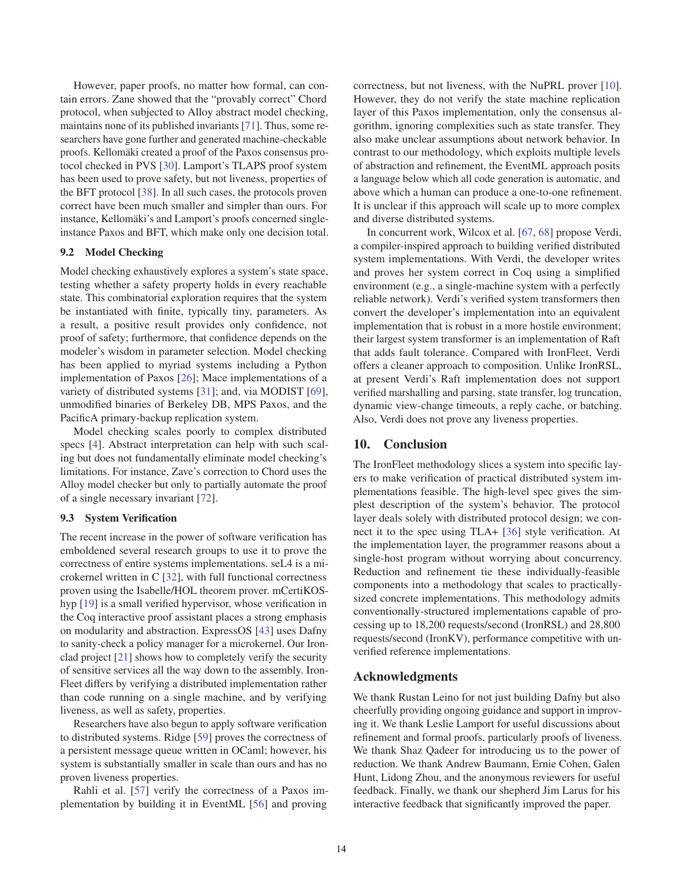However, paper proofs, no matter how formal, can contain errors. Zane showed that the "provably correct" Chord protocol, when subjected to Alloy abstract model checking, maintains none of its published invariants [71]. Thus, some researchers have gone further and generated machine-checkable proofs. Kellomäki created a proof of the Paxos consensus protocol checked in PVS [30]. Lamport's TLAPS proof system has been used to prove safety, but not liveness, properties of the BFT protocol [38]. In all such cases, the protocols proven correct have been much smaller and simpler than ours. For instance, Kellomäki's and Lamport's proofs concerned single-instance Paxos and BFT, which make only one decision total.

### 9.2 Model Checking

Model checking exhaustively explores a system's state space, testing whether a safety property holds in every reachable state. This combinatorial exploration requires that the system be instantiated with finite, typically tiny, parameters. As a result, a positive result provides only confidence, not proof of safety; furthermore, that confidence depends on the modeler's wisdom in parameter selection. Model checking has been applied to myriad systems including a Python implementation of Paxos [26]; Mace implementations of a variety of distributed systems [31]; and, via MODIST [69], unmodified binaries of Berkeley DB, MPS Paxos, and the PacificA primary-backup replication system.

Model checking scales poorly to complex distributed specs [4]. Abstract interpretation can help with such scaling but does not fundamentally eliminate model checking's limitations. For instance, Zave's correction to Chord uses the Alloy model checker but only to partially automate the proof of a single necessary invariant [72].

### 9.3 System Verification

The recent increase in the power of software verification has emboldened several research groups to use it to prove the correctness of entire systems implementations. seL4 is a microkernel written in C [32], with full functional correctness proven using the Isabelle/HOL theorem prover. mCertiKOS-hyp [19] is a small verified hypervisor, whose verification in the Coq interactive proof assistant places a strong emphasis on modularity and abstraction. ExpressOS [43] uses Dafny to sanity-check a policy manager for a microkernel. Our Ironclad project [21] shows how to completely verify the security of sensitive services all the way down to the assembly. IronFleet differs by verifying a distributed implementation rather than code running on a single machine, and by verifying liveness, as well as safety, properties.

Researchers have also begun to apply software verification to distributed systems. Ridge [59] proves the correctness of a persistent message queue written in OCaml; however, his system is substantially smaller in scale than ours and has no proven liveness properties.

Rahli et al. [57] verify the correctness of a Paxos implementation by building it in EventML [56] and proving correctness, but not liveness, with the NuPRL prover [10]. However, they do not verify the state machine replication layer of this Paxos implementation, only the consensus algorithm, ignoring complexities such as state transfer. They also make unclear assumptions about network behavior. In contrast to our methodology, which exploits multiple levels of abstraction and refinement, the EventML approach posits a language below which all code generation is automatic, and above which a human can produce a one-to-one refinement. It is unclear if this approach will scale up to more complex and diverse distributed systems.

In concurrent work, Wilcox et al. [67, 68] propose Verdi, a compiler-inspired approach to building verified distributed system implementations. With Verdi, the developer writes and proves her system correct in Coq using a simplified environment (e.g., a single-machine system with a perfectly reliable network). Verdi's verified system transformers then convert the developer's implementation into an equivalent implementation that is robust in a more hostile environment; their largest system transformer is an implementation of Raft that adds fault tolerance. Compared with IronFleet, Verdi offers a cleaner approach to composition. Unlike IronRSL, at present Verdi's Raft implementation does not support verified marshalling and parsing, state transfer, log truncation, dynamic view-change timeouts, a reply cache, or batching. Also, Verdi does not prove any liveness properties.

## 10. Conclusion

The IronFleet methodology slices a system into specific layers to make verification of practical distributed system implementations feasible. The high-level spec gives the simplest description of the system's behavior. The protocol layer deals solely with distributed protocol design; we connect it to the spec using TLA+ [36] style verification. At the implementation layer, the programmer reasons about a single-host program without worrying about concurrency. Reduction and refinement tie these individually-feasible components into a methodology that scales to practically-sized concrete implementations. This methodology admits conventionally-structured implementations capable of processing up to 18,200 requests/second (IronRSL) and 28,800 requests/second (IronKV), performance competitive with unverified reference implementations.

## Acknowledgments

We thank Rustan Leino for not just building Dafny but also cheerfully providing ongoing guidance and support in improving it. We thank Leslie Lamport for useful discussions about refinement and formal proofs, particularly proofs of liveness. We thank Shaz Qadeer for introducing us to the power of reduction. We thank Andrew Baumann, Ernie Cohen, Galen Hunt, Lidong Zhou, and the anonymous reviewers for useful feedback. Finally, we thank our shepherd Jim Larus for his interactive feedback that significantly improved the paper.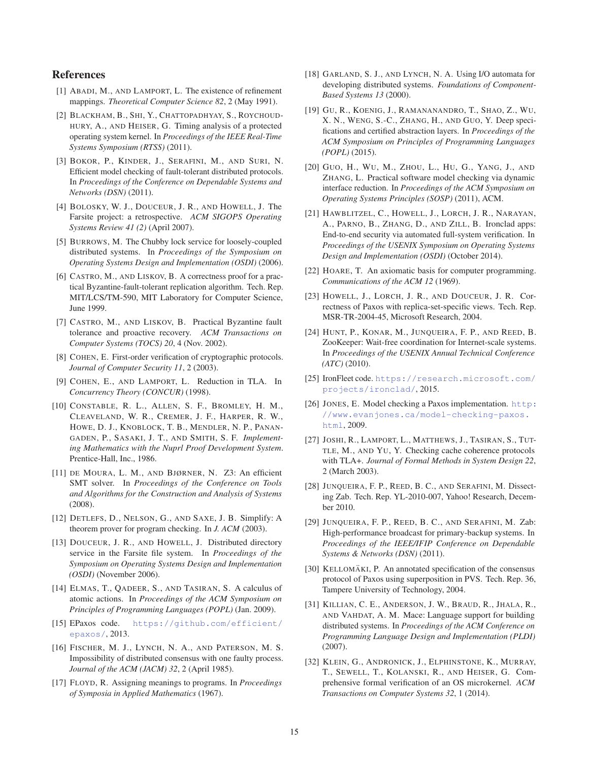## References

[1] Abadi, M., and Lamport, L. The existence of refinement mappings. *Theoretical Computer Science 82*, 2 (May 1991).

[2] Blackham, B., Shi, Y., Chattopadhyay, S., Roychoudhury, A., and Heiser, G. Timing analysis of a protected operating system kernel. In *Proceedings of the IEEE Real-Time Systems Symposium (RTSS)* (2011).

[3] Bokor, P., Kinder, J., Serafini, M., and Suri, N. Efficient model checking of fault-tolerant distributed protocols. In *Proceedings of the Conference on Dependable Systems and Networks (DSN)* (2011).

[4] Bolosky, W. J., Douceur, J. R., and Howell, J. The Farsite project: a retrospective. *ACM SIGOPS Operating Systems Review 41 (2)* (April 2007).

[5] Burrows, M. The Chubby lock service for loosely-coupled distributed systems. In *Proceedings of the Symposium on Operating Systems Design and Implementation (OSDI)* (2006).

[6] Castro, M., and Liskov, B. A correctness proof for a practical Byzantine-fault-tolerant replication algorithm. Tech. Rep. MIT/LCS/TM-590, MIT Laboratory for Computer Science, June 1999.

[7] Castro, M., and Liskov, B. Practical Byzantine fault tolerance and proactive recovery. *ACM Transactions on Computer Systems (TOCS) 20*, 4 (Nov. 2002).

[8] Cohen, E. First-order verification of cryptographic protocols. *Journal of Computer Security 11*, 2 (2003).

[9] Cohen, E., and Lamport, L. Reduction in TLA. In *Concurrency Theory (CONCUR)* (1998).

[10] Constable, R. L., Allen, S. F., Bromley, H. M., Cleaveland, W. R., Cremer, J. F., Harper, R. W., Howe, D. J., Knoblock, T. B., Mendler, N. P., Panangaden, P., Sasaki, J. T., and Smith, S. F. *Implementing Mathematics with the Nuprl Proof Development System*. Prentice-Hall, Inc., 1986.

[11] de Moura, L. M., and Bjørner, N. Z3: An efficient SMT solver. In *Proceedings of the Conference on Tools and Algorithms for the Construction and Analysis of Systems* (2008).

[12] Detlefs, D., Nelson, G., and Saxe, J. B. Simplify: A theorem prover for program checking. In *J. ACM* (2003).

[13] Douceur, J. R., and Howell, J. Distributed directory service in the Farsite file system. In *Proceedings of the Symposium on Operating Systems Design and Implementation (OSDI)* (November 2006).

[14] Elmas, T., Qadeer, S., and Tasiran, S. A calculus of atomic actions. In *Proceedings of the ACM Symposium on Principles of Programming Languages (POPL)* (Jan. 2009).

[15] EPaxos code. https://github.com/efficient/epaxos/, 2013.

[16] Fischer, M. J., Lynch, N. A., and Paterson, M. S. Impossibility of distributed consensus with one faulty process. *Journal of the ACM (JACM) 32*, 2 (April 1985).

[17] Floyd, R. Assigning meanings to programs. In *Proceedings of Symposia in Applied Mathematics* (1967).

[18] Garland, S. J., and Lynch, N. A. Using I/O automata for developing distributed systems. *Foundations of Component-Based Systems 13* (2000).

[19] Gu, R., Koenig, J., Ramananandro, T., Shao, Z., Wu, X. N., Weng, S.-C., Zhang, H., and Guo, Y. Deep specifications and certified abstraction layers. In *Proceedings of the ACM Symposium on Principles of Programming Languages (POPL)* (2015).

[20] Guo, H., Wu, M., Zhou, L., Hu, G., Yang, J., and Zhang, L. Practical software model checking via dynamic interface reduction. In *Proceedings of the ACM Symposium on Operating Systems Principles (SOSP)* (2011), ACM.

[21] Hawblitzel, C., Howell, J., Lorch, J. R., Narayan, A., Parno, B., Zhang, D., and Zill, B. Ironclad apps: End-to-end security via automated full-system verification. In *Proceedings of the USENIX Symposium on Operating Systems Design and Implementation (OSDI)* (October 2014).

[22] Hoare, T. An axiomatic basis for computer programming. *Communications of the ACM 12* (1969).

[23] Howell, J., Lorch, J. R., and Douceur, J. R. Correctness of Paxos with replica-set-specific views. Tech. Rep. MSR-TR-2004-45, Microsoft Research, 2004.

[24] Hunt, P., Konar, M., Junqueira, F. P., and Reed, B. ZooKeeper: Wait-free coordination for Internet-scale systems. In *Proceedings of the USENIX Annual Technical Conference (ATC)* (2010).

[25] IronFleet code. https://research.microsoft.com/projects/ironclad/, 2015.

[26] Jones, E. Model checking a Paxos implementation. http://www.evanjones.ca/model-checking-paxos.html, 2009.

[27] Joshi, R., Lamport, L., Matthews, J., Tasiran, S., Tuttle, M., and Yu, Y. Checking cache coherence protocols with TLA+. *Journal of Formal Methods in System Design 22*, 2 (March 2003).

[28] Junqueira, F. P., Reed, B. C., and Serafini, M. Dissecting Zab. Tech. Rep. YL-2010-007, Yahoo! Research, December 2010.

[29] Junqueira, F. P., Reed, B. C., and Serafini, M. Zab: High-performance broadcast for primary-backup systems. In *Proceedings of the IEEE/IFIP Conference on Dependable Systems & Networks (DSN)* (2011).

[30] Kellomäki, P. An annotated specification of the consensus protocol of Paxos using superposition in PVS. Tech. Rep. 36, Tampere University of Technology, 2004.

[31] Killian, C. E., Anderson, J. W., Braud, R., Jhala, R., and Vahdat, A. M. Mace: Language support for building distributed systems. In *Proceedings of the ACM Conference on Programming Language Design and Implementation (PLDI)* (2007).

[32] Klein, G., Andronick, J., Elphinstone, K., Murray, T., Sewell, T., Kolanski, R., and Heiser, G. Comprehensive formal verification of an OS microkernel. *ACM Transactions on Computer Systems 32*, 1 (2014).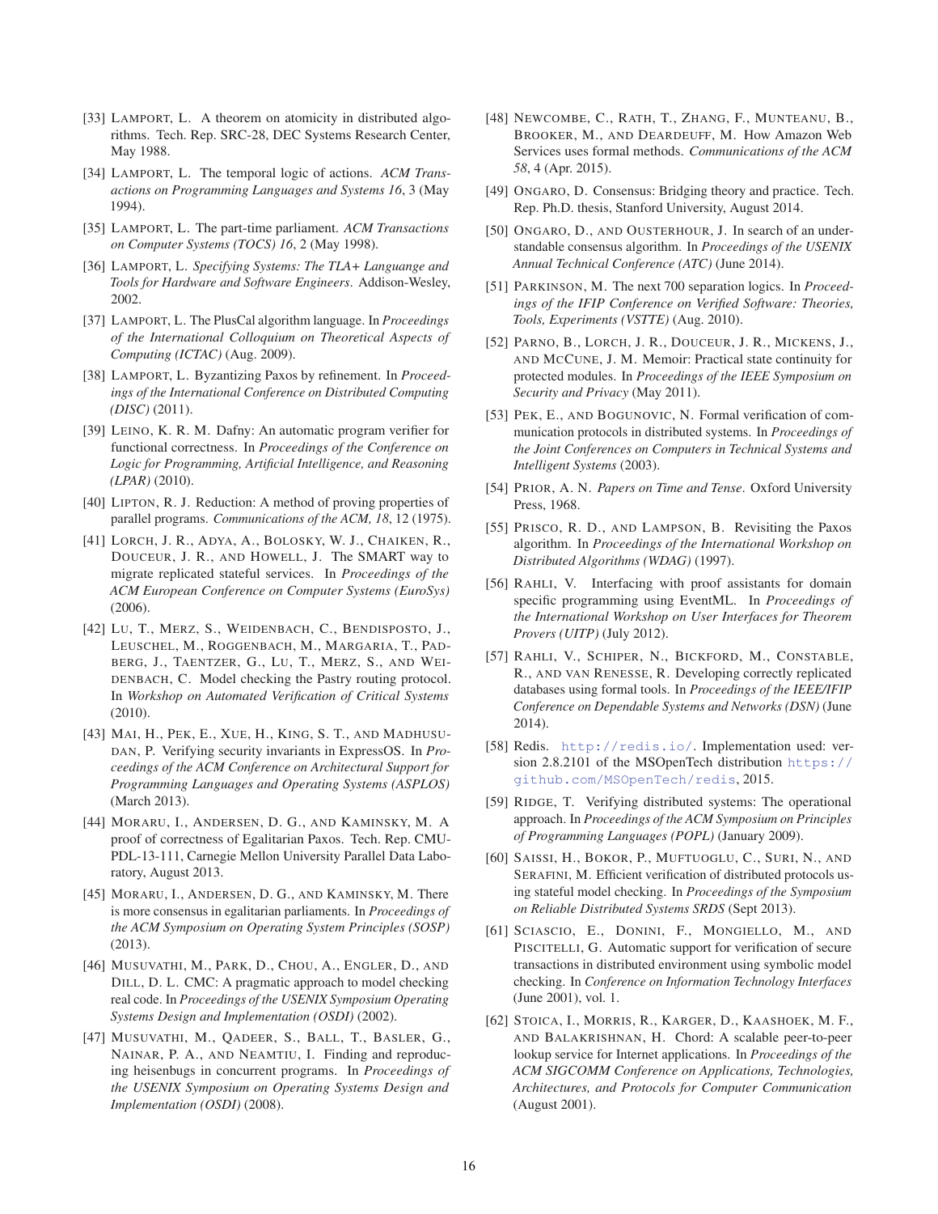[33] Lamport, L. A theorem on atomicity in distributed algorithms. Tech. Rep. SRC-28, DEC Systems Research Center, May 1988.

[34] Lamport, L. The temporal logic of actions. *ACM Transactions on Programming Languages and Systems 16*, 3 (May 1994).

[35] Lamport, L. The part-time parliament. *ACM Transactions on Computer Systems (TOCS) 16*, 2 (May 1998).

[36] Lamport, L. *Specifying Systems: The TLA+ Languange and Tools for Hardware and Software Engineers*. Addison-Wesley, 2002.

[37] Lamport, L. The PlusCal algorithm language. In *Proceedings of the International Colloquium on Theoretical Aspects of Computing (ICTAC)* (Aug. 2009).

[38] Lamport, L. Byzantizing Paxos by refinement. In *Proceedings of the International Conference on Distributed Computing (DISC)* (2011).

[39] Leino, K. R. M. Dafny: An automatic program verifier for functional correctness. In *Proceedings of the Conference on Logic for Programming, Artificial Intelligence, and Reasoning (LPAR)* (2010).

[40] Lipton, R. J. Reduction: A method of proving properties of parallel programs. *Communications of the ACM, 18*, 12 (1975).

[41] Lorch, J. R., Adya, A., Bolosky, W. J., Chaiken, R., Douceur, J. R., and Howell, J. The SMART way to migrate replicated stateful services. In *Proceedings of the ACM European Conference on Computer Systems (EuroSys)* (2006).

[42] Lu, T., Merz, S., Weidenbach, C., Bendisposto, J., Leuschel, M., Roggenbach, M., Margaria, T., Padberg, J., Taentzer, G., Lu, T., Merz, S., and Weidenbach, C. Model checking the Pastry routing protocol. In *Workshop on Automated Verification of Critical Systems* (2010).

[43] Mai, H., Pek, E., Xue, H., King, S. T., and Madhusudan, P. Verifying security invariants in ExpressOS. In *Proceedings of the ACM Conference on Architectural Support for Programming Languages and Operating Systems (ASPLOS)* (March 2013).

[44] Moraru, I., Andersen, D. G., and Kaminsky, M. A proof of correctness of Egalitarian Paxos. Tech. Rep. CMU-PDL-13-111, Carnegie Mellon University Parallel Data Laboratory, August 2013.

[45] Moraru, I., Andersen, D. G., and Kaminsky, M. There is more consensus in egalitarian parliaments. In *Proceedings of the ACM Symposium on Operating System Principles (SOSP)* (2013).

[46] Musuvathi, M., Park, D., Chou, A., Engler, D., and Dill, D. L. CMC: A pragmatic approach to model checking real code. In *Proceedings of the USENIX Symposium Operating Systems Design and Implementation (OSDI)* (2002).

[47] Musuvathi, M., Qadeer, S., Ball, T., Basler, G., Nainar, P. A., and Neamtiu, I. Finding and reproducing heisenbugs in concurrent programs. In *Proceedings of the USENIX Symposium on Operating Systems Design and Implementation (OSDI)* (2008).

[48] Newcombe, C., Rath, T., Zhang, F., Munteanu, B., Brooker, M., and Deardeuff, M. How Amazon Web Services uses formal methods. *Communications of the ACM 58*, 4 (Apr. 2015).

[49] Ongaro, D. Consensus: Bridging theory and practice. Tech. Rep. Ph.D. thesis, Stanford University, August 2014.

[50] Ongaro, D., and Ousterhour, J. In search of an understandable consensus algorithm. In *Proceedings of the USENIX Annual Technical Conference (ATC)* (June 2014).

[51] Parkinson, M. The next 700 separation logics. In *Proceedings of the IFIP Conference on Verified Software: Theories, Tools, Experiments (VSTTE)* (Aug. 2010).

[52] Parno, B., Lorch, J. R., Douceur, J. R., Mickens, J., and McCune, J. M. Memoir: Practical state continuity for protected modules. In *Proceedings of the IEEE Symposium on Security and Privacy* (May 2011).

[53] Pek, E., and Bogunovic, N. Formal verification of communication protocols in distributed systems. In *Proceedings of the Joint Conferences on Computers in Technical Systems and Intelligent Systems* (2003).

[54] Prior, A. N. *Papers on Time and Tense*. Oxford University Press, 1968.

[55] Prisco, R. D., and Lampson, B. Revisiting the Paxos algorithm. In *Proceedings of the International Workshop on Distributed Algorithms (WDAG)* (1997).

[56] Rahli, V. Interfacing with proof assistants for domain specific programming using EventML. In *Proceedings of the International Workshop on User Interfaces for Theorem Provers (UITP)* (July 2012).

[57] Rahli, V., Schiper, N., Bickford, M., Constable, R., and van Renesse, R. Developing correctly replicated databases using formal tools. In *Proceedings of the IEEE/IFIP Conference on Dependable Systems and Networks (DSN)* (June 2014).

[58] Redis. http://redis.io/. Implementation used: version 2.8.2101 of the MSOpenTech distribution https://github.com/MSOpenTech/redis, 2015.

[59] Ridge, T. Verifying distributed systems: The operational approach. In *Proceedings of the ACM Symposium on Principles of Programming Languages (POPL)* (January 2009).

[60] Saissi, H., Bokor, P., Muftuoglu, C., Suri, N., and Serafini, M. Efficient verification of distributed protocols using stateful model checking. In *Proceedings of the Symposium on Reliable Distributed Systems SRDS* (Sept 2013).

[61] Sciascio, E., Donini, F., Mongiello, M., and Piscitelli, G. Automatic support for verification of secure transactions in distributed environment using symbolic model checking. In *Conference on Information Technology Interfaces* (June 2001), vol. 1.

[62] Stoica, I., Morris, R., Karger, D., Kaashoek, M. F., and Balakrishnan, H. Chord: A scalable peer-to-peer lookup service for Internet applications. In *Proceedings of the ACM SIGCOMM Conference on Applications, Technologies, Architectures, and Protocols for Computer Communication* (August 2001).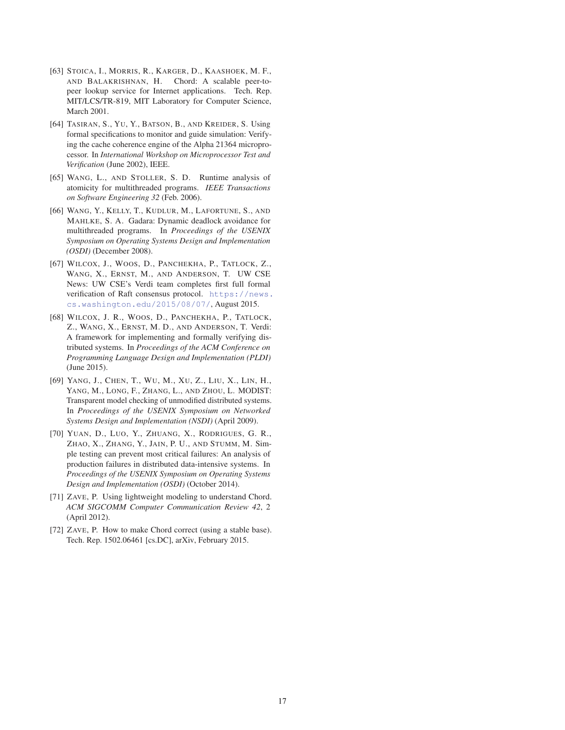[63] STOICA, I., MORRIS, R., KARGER, D., KAASHOEK, M. F., AND BALAKRISHNAN, H. Chord: A scalable peer-to-peer lookup service for Internet applications. Tech. Rep. MIT/LCS/TR-819, MIT Laboratory for Computer Science, March 2001.

[64] TASIRAN, S., YU, Y., BATSON, B., AND KREIDER, S. Using formal specifications to monitor and guide simulation: Verifying the cache coherence engine of the Alpha 21364 microprocessor. In *International Workshop on Microprocessor Test and Verification* (June 2002), IEEE.

[65] WANG, L., AND STOLLER, S. D. Runtime analysis of atomicity for multithreaded programs. *IEEE Transactions on Software Engineering 32* (Feb. 2006).

[66] WANG, Y., KELLY, T., KUDLUR, M., LAFORTUNE, S., AND MAHLKE, S. A. Gadara: Dynamic deadlock avoidance for multithreaded programs. In *Proceedings of the USENIX Symposium on Operating Systems Design and Implementation (OSDI)* (December 2008).

[67] WILCOX, J., WOOS, D., PANCHEKHA, P., TATLOCK, Z., WANG, X., ERNST, M., AND ANDERSON, T. UW CSE News: UW CSE's Verdi team completes first full formal verification of Raft consensus protocol. https://news.cs.washington.edu/2015/08/07/, August 2015.

[68] WILCOX, J. R., WOOS, D., PANCHEKHA, P., TATLOCK, Z., WANG, X., ERNST, M. D., AND ANDERSON, T. Verdi: A framework for implementing and formally verifying distributed systems. In *Proceedings of the ACM Conference on Programming Language Design and Implementation (PLDI)* (June 2015).

[69] YANG, J., CHEN, T., WU, M., XU, Z., LIU, X., LIN, H., YANG, M., LONG, F., ZHANG, L., AND ZHOU, L. MODIST: Transparent model checking of unmodified distributed systems. In *Proceedings of the USENIX Symposium on Networked Systems Design and Implementation (NSDI)* (April 2009).

[70] YUAN, D., LUO, Y., ZHUANG, X., RODRIGUES, G. R., ZHAO, X., ZHANG, Y., JAIN, P. U., AND STUMM, M. Simple testing can prevent most critical failures: An analysis of production failures in distributed data-intensive systems. In *Proceedings of the USENIX Symposium on Operating Systems Design and Implementation (OSDI)* (October 2014).

[71] ZAVE, P. Using lightweight modeling to understand Chord. *ACM SIGCOMM Computer Communication Review 42*, 2 (April 2012).

[72] ZAVE, P. How to make Chord correct (using a stable base). Tech. Rep. 1502.06461 [cs.DC], arXiv, February 2015.